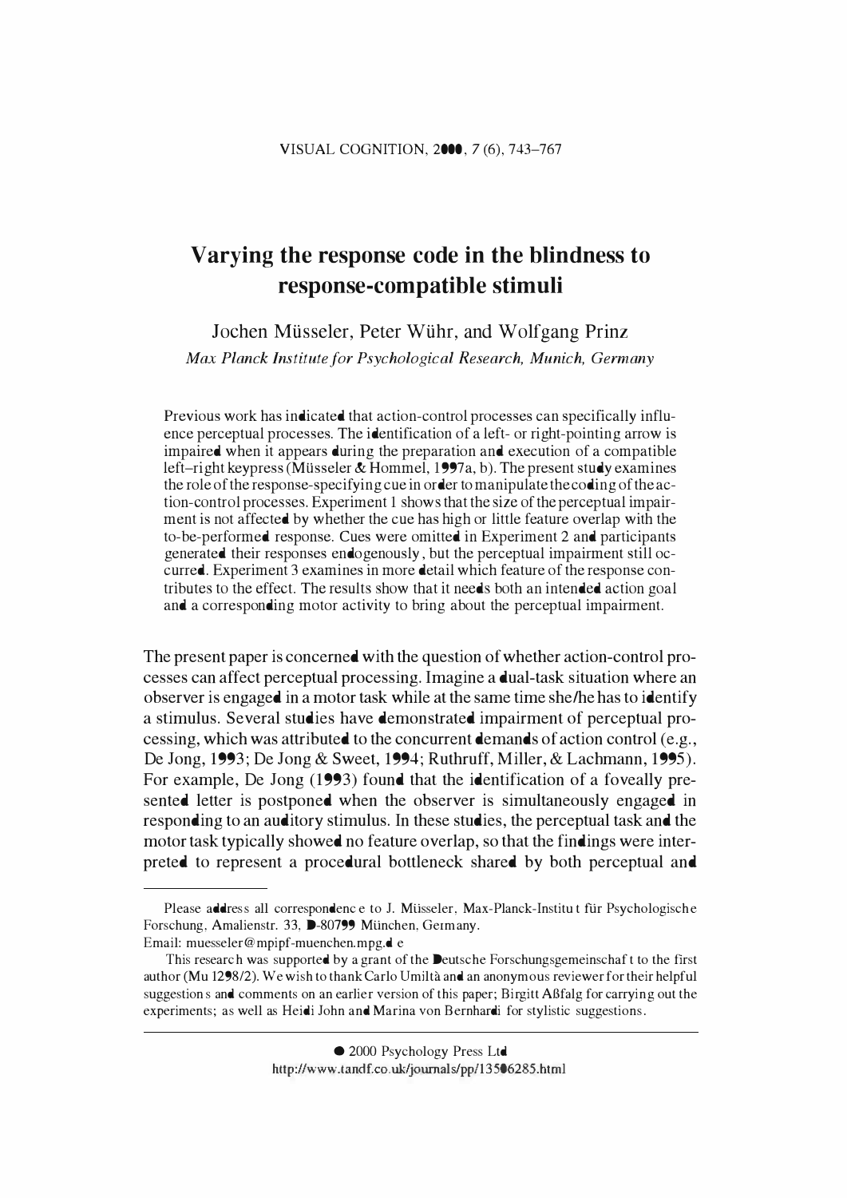# Varying the response code in the blindness to response-compatible stimuli

Jochen Müsseler, Peter Wühr, and Wolfgang Prinz

*Max Planck Institute for Psychological Research, Munich, Germany*

Previous work has indicated that action-control processes can specifically influence perceptual processes. The identification of a left- or right-pointing arrow is impaired when it appears during the preparation and execution of a compatible left–right keypress (Müsseler & Hommel, 1997a, b). The present study examines the role of the response-specifying cue in order to manipulate the coding of the action-control processes. Experiment 1 shows that the size of the perceptual impairment is not affected by whether the cue has high or little feature overlap with the to-be-performed response. Cues were omitted in Experiment 2 and participants generated their responses endogenously, but the perceptual impairment still occurred. Experiment 3 examines in more detail which feature of the response contributes to the effect. The results show that it needs both an intended action goal and a corresponding motor activity to bring about the perceptual impairment.

The present paper is concerned with the question of whether action-control processes can affect perceptual processing. Imagine a dual-task situation where an observer is engaged in a motor task while at the same time she/he has to identify a stimulus. Several studies have demonstrated impairment of perceptual processing, which was attributed to the concurrent demands of action control (e.g., De Jong, 1993; De Jong & Sweet, 1994; Ruthruff, Miller, & Lachmann, 1995). For example, De Jong (1993) found that the identification of a foveally presented letter is postponed when the observer is simultaneously engaged in responding to an auditory stimulus. In these studies, the perceptual task and the motor task typically showed no feature overlap, so that the findings were interpreted to represent a procedural bottleneck shared by both perceptual and

---

Please address all correspondence to J. Müsseler, Max-Planck-Institut für Psychologische Forschung, Amalienstr. 33, D-80799 München, Germany.
Email: muesseler@mpipf-muenchen.mpg.de

This research was supported by a grant of the Deutsche Forschungsgemeinschaft to the first author (Mu 1298/2). We wish to thank Carlo Umiltà and an anonymous reviewer for their helpful suggestions and comments on an earlier version of this paper; Birgitt Aßfalg for carrying out the experiments; as well as Heidi John and Marina von Bernhardi for stylistic suggestions.

© 2000 Psychology Press Ltd
http://www.tandf.co.uk/journals/pp/13506285.html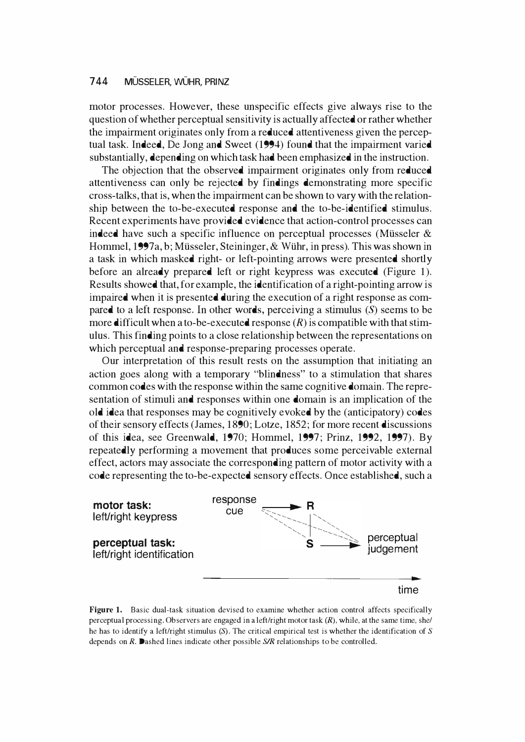motor processes. However, these unspecific effects give always rise to the question of whether perceptual sensitivity is actually affected or rather whether the impairment originates only from a reduced attentiveness given the perceptual task. Indeed, De Jong and Sweet (1994) found that the impairment varied substantially, depending on which task had been emphasized in the instruction.

The objection that the observed impairment originates only from reduced attentiveness can only be rejected by findings demonstrating more specific cross-talks, that is, when the impairment can be shown to vary with the relationship between the to-be-executed response and the to-be-identified stimulus. Recent experiments have provided evidence that action-control processes can indeed have such a specific influence on perceptual processes (Müsseler & Hommel, 1997a, b; Müsseler, Steininger, & Wühr, in press). This was shown in a task in which masked right- or left-pointing arrows were presented shortly before an already prepared left or right keypress was executed (Figure 1). Results showed that, for example, the identification of a right-pointing arrow is impaired when it is presented during the execution of a right response as compared to a left response. In other words, perceiving a stimulus (*S*) seems to be more difficult when a to-be-executed response (*R*) is compatible with that stimulus. This finding points to a close relationship between the representations on which perceptual and response-preparing processes operate.

Our interpretation of this result rests on the assumption that initiating an action goes along with a temporary "blindness" to a stimulation that shares common codes with the response within the same cognitive domain. The representation of stimuli and responses within one domain is an implication of the old idea that responses may be cognitively evoked by the (anticipatory) codes of their sensory effects (James, 1890; Lotze, 1852; for more recent discussions of this idea, see Greenwald, 1970; Hommel, 1997; Prinz, 1992, 1997). By repeatedly performing a movement that produces some perceivable external effect, actors may associate the corresponding pattern of motor activity with a code representing the to-be-expected sensory effects. Once established, such a

**motor task:**
left/right keypress

**perceptual task:**
left/right identification

response cue

R

S

perceptual judgement

time

**Figure 1.** Basic dual-task situation devised to examine whether action control affects specifically perceptual processing. Observers are engaged in a left/right motor task (*R*), while, at the same time, she/he has to identify a left/right stimulus (*S*). The critical empirical test is whether the identification of *S* depends on *R*. Dashed lines indicate other possible *S/R* relationships to be controlled.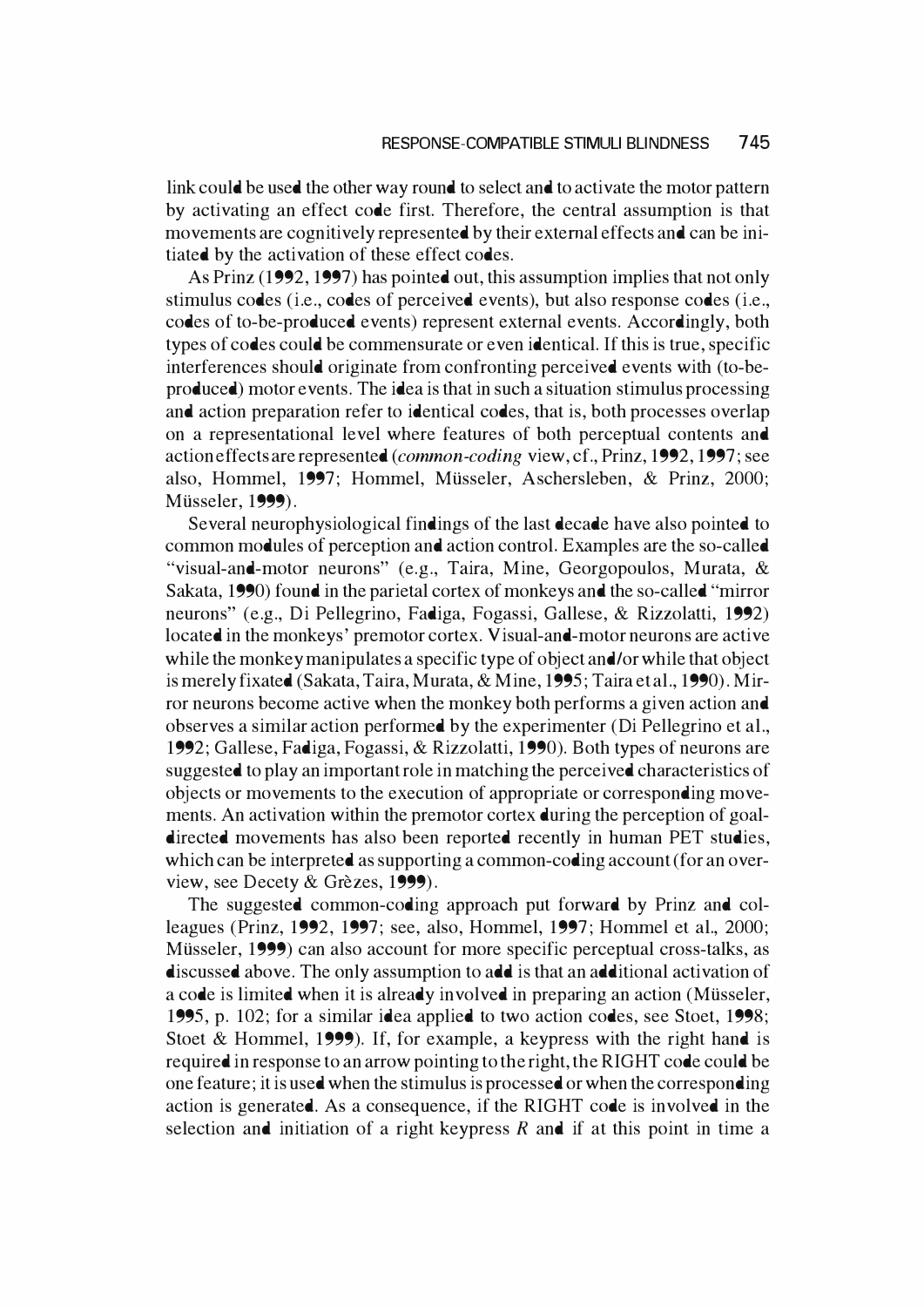link could be used the other way round to select and to activate the motor pattern by activating an effect code first. Therefore, the central assumption is that movements are cognitively represented by their external effects and can be initiated by the activation of these effect codes.

As Prinz (1992, 1997) has pointed out, this assumption implies that not only stimulus codes (i.e., codes of perceived events), but also response codes (i.e., codes of to-be-produced events) represent external events. Accordingly, both types of codes could be commensurate or even identical. If this is true, specific interferences should originate from confronting perceived events with (to-be-produced) motor events. The idea is that in such a situation stimulus processing and action preparation refer to identical codes, that is, both processes overlap on a representational level where features of both perceptual contents and action effects are represented (*common-coding* view, cf., Prinz, 1992, 1997; see also, Hommel, 1997; Hommel, Müsseler, Aschersleben, & Prinz, 2000; Müsseler, 1999).

Several neurophysiological findings of the last decade have also pointed to common modules of perception and action control. Examples are the so-called "visual-and-motor neurons" (e.g., Taira, Mine, Georgopoulos, Murata, & Sakata, 1990) found in the parietal cortex of monkeys and the so-called "mirror neurons" (e.g., Di Pellegrino, Fadiga, Fogassi, Gallese, & Rizzolatti, 1992) located in the monkeys' premotor cortex. Visual-and-motor neurons are active while the monkey manipulates a specific type of object and/or while that object is merely fixated (Sakata, Taira, Murata, & Mine, 1995; Taira et al., 1990). Mirror neurons become active when the monkey both performs a given action and observes a similar action performed by the experimenter (Di Pellegrino et al., 1992; Gallese, Fadiga, Fogassi, & Rizzolatti, 1990). Both types of neurons are suggested to play an important role in matching the perceived characteristics of objects or movements to the execution of appropriate or corresponding movements. An activation within the premotor cortex during the perception of goal-directed movements has also been reported recently in human PET studies, which can be interpreted as supporting a common-coding account (for an overview, see Decety & Grèzes, 1999).

The suggested common-coding approach put forward by Prinz and colleagues (Prinz, 1992, 1997; see, also, Hommel, 1997; Hommel et al., 2000; Müsseler, 1999) can also account for more specific perceptual cross-talks, as discussed above. The only assumption to add is that an additional activation of a code is limited when it is already involved in preparing an action (Müsseler, 1995, p. 102; for a similar idea applied to two action codes, see Stoet, 1998; Stoet & Hommel, 1999). If, for example, a keypress with the right hand is required in response to an arrow pointing to the right, the RIGHT code could be one feature; it is used when the stimulus is processed or when the corresponding action is generated. As a consequence, if the RIGHT code is involved in the selection and initiation of a right keypress *R* and if at this point in time a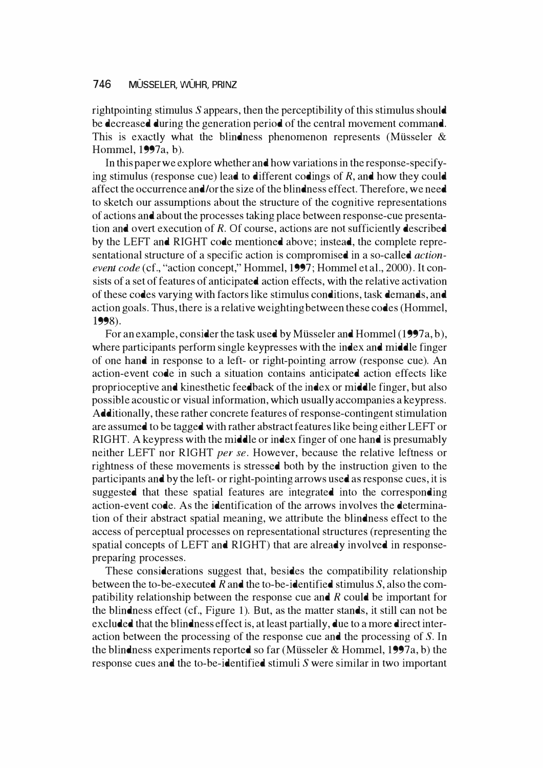rightpointing stimulus *S* appears, then the perceptibility of this stimulus should be decreased during the generation period of the central movement command. This is exactly what the blindness phenomenon represents (Müsseler & Hommel, 1997a, b).

In this paper we explore whether and how variations in the response-specifying stimulus (response cue) lead to different codings of *R*, and how they could affect the occurrence and/or the size of the blindness effect. Therefore, we need to sketch our assumptions about the structure of the cognitive representations of actions and about the processes taking place between response-cue presentation and overt execution of *R*. Of course, actions are not sufficiently described by the LEFT and RIGHT code mentioned above; instead, the complete representational structure of a specific action is compromised in a so-called *action-event code* (cf., "action concept," Hommel, 1997; Hommel et al., 2000). It consists of a set of features of anticipated action effects, with the relative activation of these codes varying with factors like stimulus conditions, task demands, and action goals. Thus, there is a relative weighting between these codes (Hommel, 1998).

For an example, consider the task used by Müsseler and Hommel (1997a, b), where participants perform single keypresses with the index and middle finger of one hand in response to a left- or right-pointing arrow (response cue). An action-event code in such a situation contains anticipated action effects like proprioceptive and kinesthetic feedback of the index or middle finger, but also possible acoustic or visual information, which usually accompanies a keypress. Additionally, these rather concrete features of response-contingent stimulation are assumed to be tagged with rather abstract features like being either LEFT or RIGHT. A keypress with the middle or index finger of one hand is presumably neither LEFT nor RIGHT *per se*. However, because the relative leftness or rightness of these movements is stressed both by the instruction given to the participants and by the left- or right-pointing arrows used as response cues, it is suggested that these spatial features are integrated into the corresponding action-event code. As the identification of the arrows involves the determination of their abstract spatial meaning, we attribute the blindness effect to the access of perceptual processes on representational structures (representing the spatial concepts of LEFT and RIGHT) that are already involved in response-preparing processes.

These considerations suggest that, besides the compatibility relationship between the to-be-executed *R* and the to-be-identified stimulus *S*, also the compatibility relationship between the response cue and *R* could be important for the blindness effect (cf., Figure 1). But, as the matter stands, it still can not be excluded that the blindness effect is, at least partially, due to a more direct interaction between the processing of the response cue and the processing of *S*. In the blindness experiments reported so far (Müsseler & Hommel, 1997a, b) the response cues and the to-be-identified stimuli *S* were similar in two important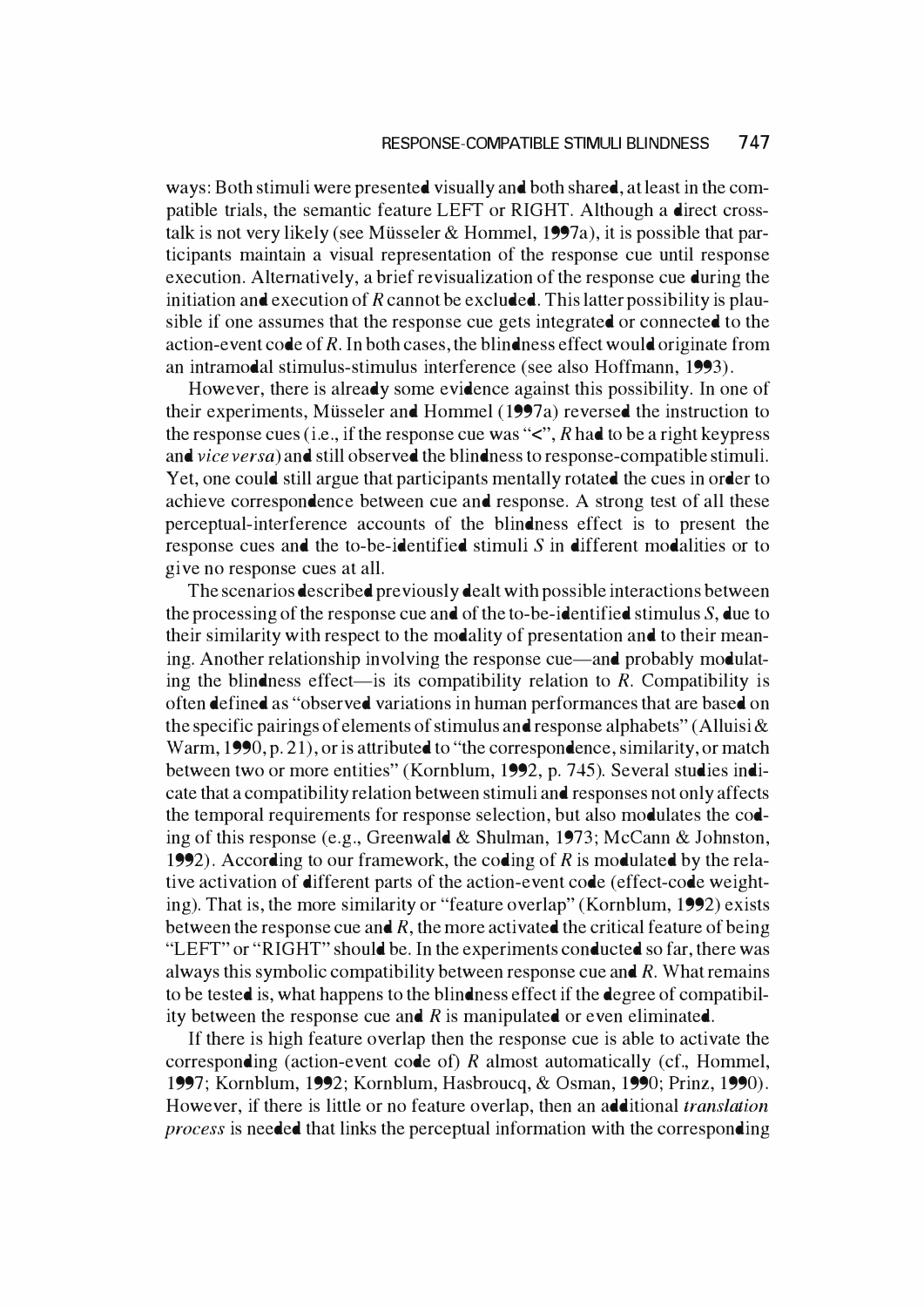ways: Both stimuli were presented visually and both shared, at least in the compatible trials, the semantic feature LEFT or RIGHT. Although a direct crosstalk is not very likely (see Müsseler & Hommel, 1997a), it is possible that participants maintain a visual representation of the response cue until response execution. Alternatively, a brief revisualization of the response cue during the initiation and execution of $R$ cannot be excluded. This latter possibility is plausible if one assumes that the response cue gets integrated or connected to the action-event code of $R$. In both cases, the blindness effect would originate from an intramodal stimulus-stimulus interference (see also Hoffmann, 1993).

However, there is already some evidence against this possibility. In one of their experiments, Müsseler and Hommel (1997a) reversed the instruction to the response cues (i.e., if the response cue was "<", $R$ had to be a right keypress and *vice versa*) and still observed the blindness to response-compatible stimuli. Yet, one could still argue that participants mentally rotated the cues in order to achieve correspondence between cue and response. A strong test of all these perceptual-interference accounts of the blindness effect is to present the response cues and the to-be-identified stimuli $S$ in different modalities or to give no response cues at all.

The scenarios described previously dealt with possible interactions between the processing of the response cue and of the to-be-identified stimulus $S$, due to their similarity with respect to the modality of presentation and to their meaning. Another relationship involving the response cue—and probably modulating the blindness effect—is its compatibility relation to $R$. Compatibility is often defined as "observed variations in human performances that are based on the specific pairings of elements of stimulus and response alphabets" (Alluisi & Warm, 1990, p. 21), or is attributed to "the correspondence, similarity, or match between two or more entities" (Kornblum, 1992, p. 745). Several studies indicate that a compatibility relation between stimuli and responses not only affects the temporal requirements for response selection, but also modulates the coding of this response (e.g., Greenwald & Shulman, 1973; McCann & Johnston, 1992). According to our framework, the coding of $R$ is modulated by the relative activation of different parts of the action-event code (effect-code weighting). That is, the more similarity or "feature overlap" (Kornblum, 1992) exists between the response cue and $R$, the more activated the critical feature of being "LEFT" or "RIGHT" should be. In the experiments conducted so far, there was always this symbolic compatibility between response cue and $R$. What remains to be tested is, what happens to the blindness effect if the degree of compatibility between the response cue and $R$ is manipulated or even eliminated.

If there is high feature overlap then the response cue is able to activate the corresponding (action-event code of) $R$ almost automatically (cf., Hommel, 1997; Kornblum, 1992; Kornblum, Hasbroucq, & Osman, 1990; Prinz, 1990). However, if there is little or no feature overlap, then an additional *translation process* is needed that links the perceptual information with the corresponding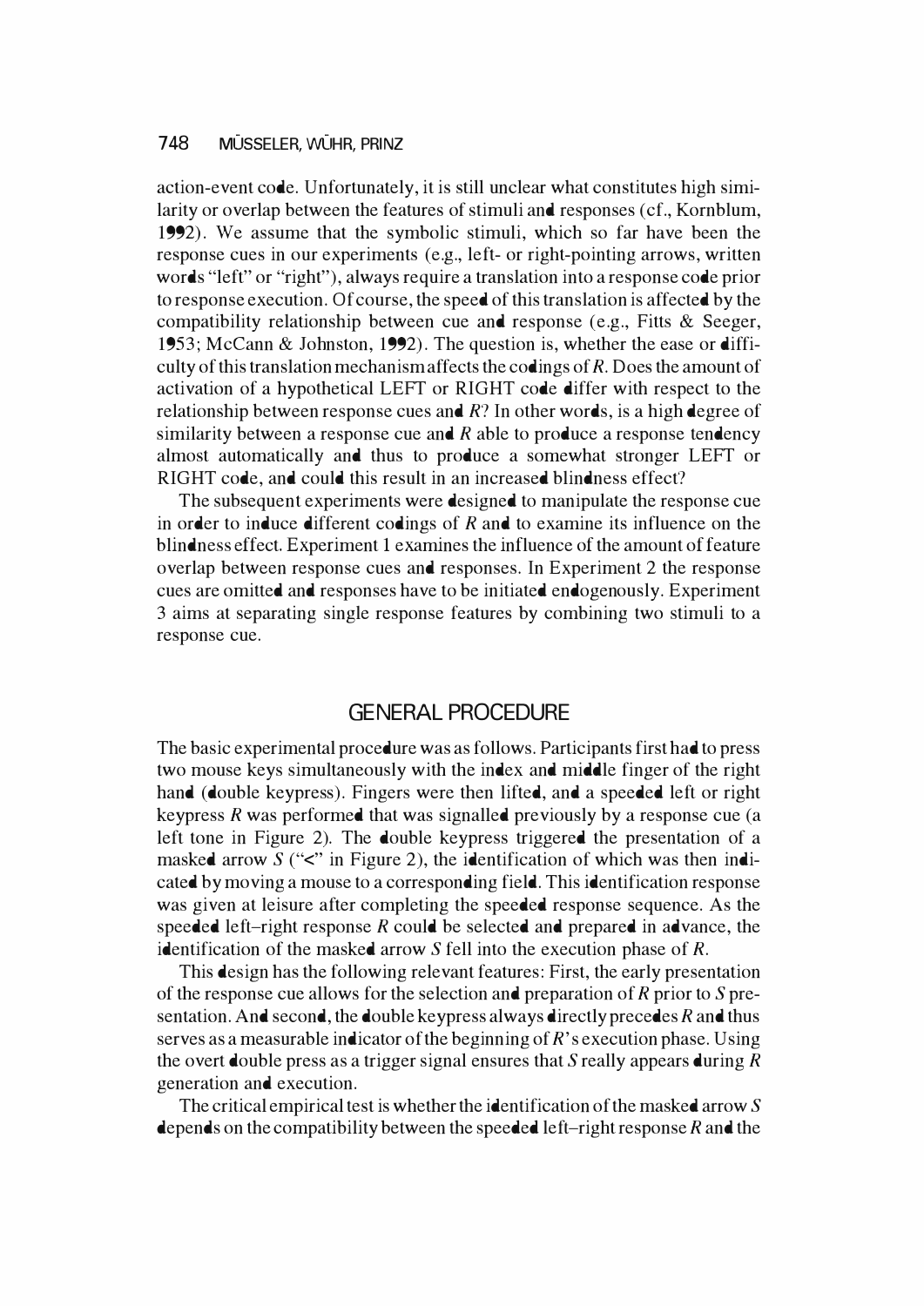action-event code. Unfortunately, it is still unclear what constitutes high similarity or overlap between the features of stimuli and responses (cf., Kornblum, 1992). We assume that the symbolic stimuli, which so far have been the response cues in our experiments (e.g., left- or right-pointing arrows, written words "left" or "right"), always require a translation into a response code prior to response execution. Of course, the speed of this translation is affected by the compatibility relationship between cue and response (e.g., Fitts & Seeger, 1953; McCann & Johnston, 1992). The question is, whether the ease or difficulty of this translation mechanism affects the codings of *R*. Does the amount of activation of a hypothetical LEFT or RIGHT code differ with respect to the relationship between response cues and *R*? In other words, is a high degree of similarity between a response cue and *R* able to produce a response tendency almost automatically and thus to produce a somewhat stronger LEFT or RIGHT code, and could this result in an increased blindness effect?

The subsequent experiments were designed to manipulate the response cue in order to induce different codings of *R* and to examine its influence on the blindness effect. Experiment 1 examines the influence of the amount of feature overlap between response cues and responses. In Experiment 2 the response cues are omitted and responses have to be initiated endogenously. Experiment 3 aims at separating single response features by combining two stimuli to a response cue.

## GENERAL PROCEDURE

The basic experimental procedure was as follows. Participants first had to press two mouse keys simultaneously with the index and middle finger of the right hand (double keypress). Fingers were then lifted, and a speeded left or right keypress *R* was performed that was signalled previously by a response cue (a left tone in Figure 2). The double keypress triggered the presentation of a masked arrow *S* ("<" in Figure 2), the identification of which was then indicated by moving a mouse to a corresponding field. This identification response was given at leisure after completing the speeded response sequence. As the speeded left–right response *R* could be selected and prepared in advance, the identification of the masked arrow *S* fell into the execution phase of *R*.

This design has the following relevant features: First, the early presentation of the response cue allows for the selection and preparation of *R* prior to *S* presentation. And second, the double keypress always directly precedes *R* and thus serves as a measurable indicator of the beginning of *R*'s execution phase. Using the overt double press as a trigger signal ensures that *S* really appears during *R* generation and execution.

The critical empirical test is whether the identification of the masked arrow *S* depends on the compatibility between the speeded left–right response *R* and the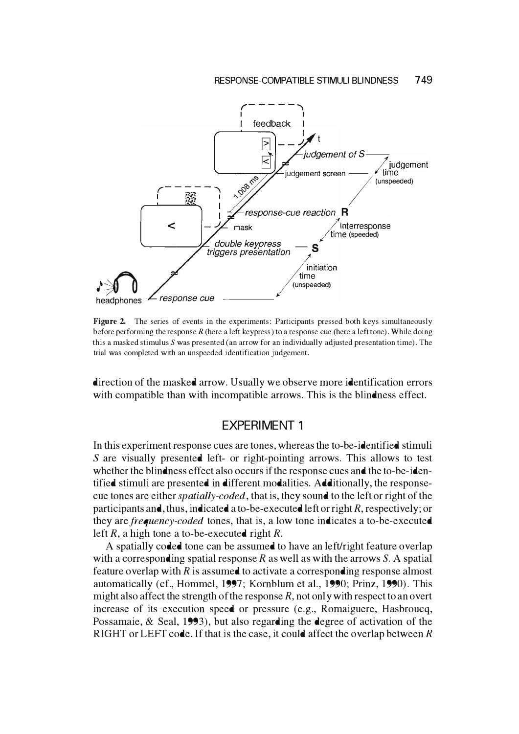**Figure 2.** The series of events in the experiments: Participants pressed both keys simultaneously before performing the response $R$ (here a left keypress) to a response cue (here a left tone). While doing this a masked stimulus $S$ was presented (an arrow for an individually adjusted presentation time). The trial was completed with an unspeeded identification judgement.

direction of the masked arrow. Usually we observe more identification errors with compatible than with incompatible arrows. This is the blindness effect.

## EXPERIMENT 1

In this experiment response cues are tones, whereas the to-be-identified stimuli $S$ are visually presented left- or right-pointing arrows. This allows to test whether the blindness effect also occurs if the response cues and the to-be-identified stimuli are presented in different modalities. Additionally, the response-cue tones are either *spatially-coded*, that is, they sound to the left or right of the participants and, thus, indicated a to-be-executed left or right $R$, respectively; or they are *frequency-coded* tones, that is, a low tone indicates a to-be-executed left $R$, a high tone a to-be-executed right $R$.

A spatially coded tone can be assumed to have an left/right feature overlap with a corresponding spatial response $R$ as well as with the arrows $S$. A spatial feature overlap with $R$ is assumed to activate a corresponding response almost automatically (cf., Hommel, 1997; Kornblum et al., 1990; Prinz, 1990). This might also affect the strength of the response $R$, not only with respect to an overt increase of its execution speed or pressure (e.g., Romaiguere, Hasbroucq, Possamaie, & Seal, 1993), but also regarding the degree of activation of the RIGHT or LEFT code. If that is the case, it could affect the overlap between $R$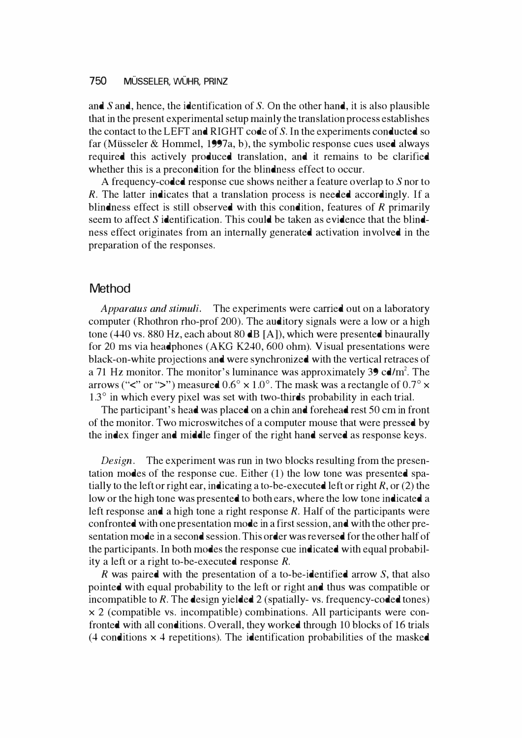and *S* and, hence, the identification of *S*. On the other hand, it is also plausible that in the present experimental setup mainly the translation process establishes the contact to the LEFT and RIGHT code of *S*. In the experiments conducted so far (Müsseler & Hommel, 1997a, b), the symbolic response cues used always required this actively produced translation, and it remains to be clarified whether this is a precondition for the blindness effect to occur.

A frequency-coded response cue shows neither a feature overlap to *S* nor to *R*. The latter indicates that a translation process is needed accordingly. If a blindness effect is still observed with this condition, features of *R* primarily seem to affect *S* identification. This could be taken as evidence that the blindness effect originates from an internally generated activation involved in the preparation of the responses.

## Method

*Apparatus and stimuli.* The experiments were carried out on a laboratory computer (Rhothron rho-prof 200). The auditory signals were a low or a high tone (440 vs. 880 Hz, each about 80 dB [A]), which were presented binaurally for 20 ms via headphones (AKG K240, 600 ohm). Visual presentations were black-on-white projections and were synchronized with the vertical retraces of a 71 Hz monitor. The monitor's luminance was approximately 39 cd/m$^2$. The arrows ("<" or ">") measured $0.6° \times 1.0°$. The mask was a rectangle of $0.7° \times 1.3°$ in which every pixel was set with two-thirds probability in each trial.

The participant's head was placed on a chin and forehead rest 50 cm in front of the monitor. Two microswitches of a computer mouse that were pressed by the index finger and middle finger of the right hand served as response keys.

*Design.* The experiment was run in two blocks resulting from the presentation modes of the response cue. Either (1) the low tone was presented spatially to the left or right ear, indicating a to-be-executed left or right *R*, or (2) the low or the high tone was presented to both ears, where the low tone indicated a left response and a high tone a right response *R*. Half of the participants were confronted with one presentation mode in a first session, and with the other presentation mode in a second session. This order was reversed for the other half of the participants. In both modes the response cue indicated with equal probability a left or a right to-be-executed response *R*.

*R* was paired with the presentation of a to-be-identified arrow *S*, that also pointed with equal probability to the left or right and thus was compatible or incompatible to *R*. The design yielded 2 (spatially- vs. frequency-coded tones) $\times$ 2 (compatible vs. incompatible) combinations. All participants were confronted with all conditions. Overall, they worked through 10 blocks of 16 trials (4 conditions $\times$ 4 repetitions). The identification probabilities of the masked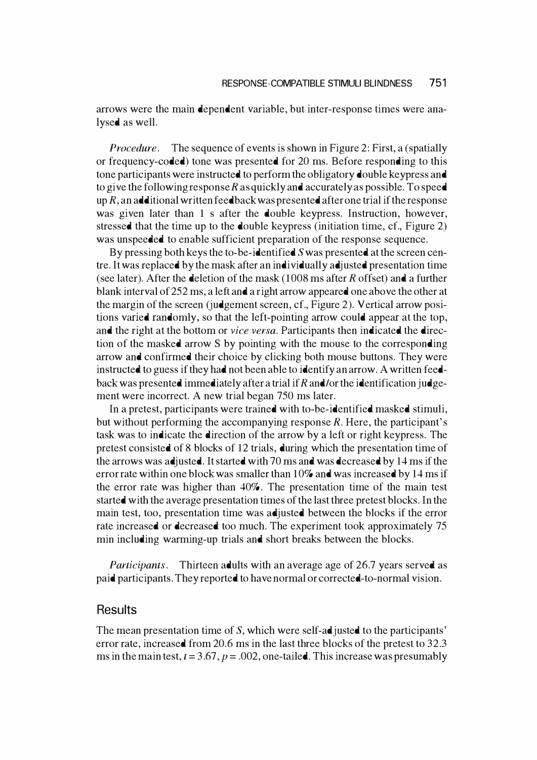arrows were the main dependent variable, but inter-response times were analysed as well.

*Procedure*. The sequence of events is shown in Figure 2: First, a (spatially or frequency-coded) tone was presented for 20 ms. Before responding to this tone participants were instructed to perform the obligatory double keypress and to give the following response *R* as quickly and accurately as possible. To speed up *R*, an additional written feedback was presented after one trial if the response was given later than 1 s after the double keypress. Instruction, however, stressed that the time up to the double keypress (initiation time, cf., Figure 2) was unspeeded to enable sufficient preparation of the response sequence.

By pressing both keys the to-be-identified *S* was presented at the screen centre. It was replaced by the mask after an individually adjusted presentation time (see later). After the deletion of the mask (1008 ms after *R* offset) and a further blank interval of 252 ms, a left and a right arrow appeared one above the other at the margin of the screen (judgement screen, cf., Figure 2). Vertical arrow positions varied randomly, so that the left-pointing arrow could appear at the top, and the right at the bottom or *vice versa*. Participants then indicated the direction of the masked arrow S by pointing with the mouse to the corresponding arrow and confirmed their choice by clicking both mouse buttons. They were instructed to guess if they had not been able to identify an arrow. A written feedback was presented immediately after a trial if *R* and/or the identification judgement were incorrect. A new trial began 750 ms later.

In a pretest, participants were trained with to-be-identified masked stimuli, but without performing the accompanying response *R*. Here, the participant's task was to indicate the direction of the arrow by a left or right keypress. The pretest consisted of 8 blocks of 12 trials, during which the presentation time of the arrows was adjusted. It started with 70 ms and was decreased by 14 ms if the error rate within one block was smaller than 10% and was increased by 14 ms if the error rate was higher than 40%. The presentation time of the main test started with the average presentation times of the last three pretest blocks. In the main test, too, presentation time was adjusted between the blocks if the error rate increased or decreased too much. The experiment took approximately 75 min including warming-up trials and short breaks between the blocks.

*Participants*. Thirteen adults with an average age of 26.7 years served as paid participants. They reported to have normal or corrected-to-normal vision.

## Results

The mean presentation time of *S*, which were self-adjusted to the participants' error rate, increased from 20.6 ms in the last three blocks of the pretest to 32.3 ms in the main test, $t = 3.67$, $p = .002$, one-tailed. This increase was presumably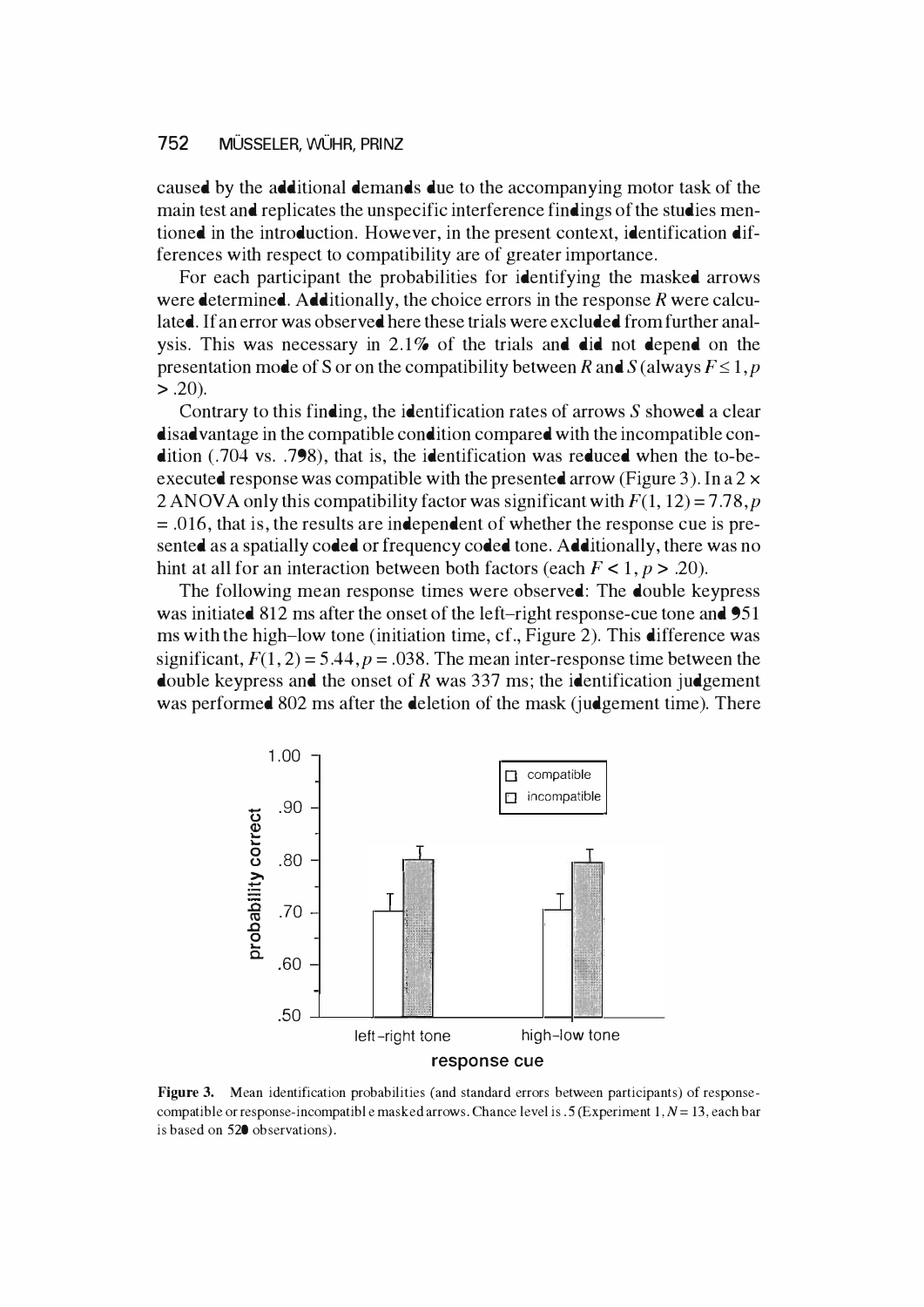caused by the additional demands due to the accompanying motor task of the main test and replicates the unspecific interference findings of the studies mentioned in the introduction. However, in the present context, identification differences with respect to compatibility are of greater importance.

For each participant the probabilities for identifying the masked arrows were determined. Additionally, the choice errors in the response *R* were calculated. If an error was observed here these trials were excluded from further analysis. This was necessary in 2.1% of the trials and did not depend on the presentation mode of S or on the compatibility between *R* and *S* (always $F \leq 1, p > .20$).

Contrary to this finding, the identification rates of arrows *S* showed a clear disadvantage in the compatible condition compared with the incompatible condition (.704 vs. .798), that is, the identification was reduced when the to-be-executed response was compatible with the presented arrow (Figure 3). In a 2 × 2 ANOVA only this compatibility factor was significant with $F(1, 12) = 7.78, p = .016$, that is, the results are independent of whether the response cue is presented as a spatially coded or frequency coded tone. Additionally, there was no hint at all for an interaction between both factors (each $F < 1, p > .20$).

The following mean response times were observed: The double keypress was initiated 812 ms after the onset of the left–right response-cue tone and 951 ms with the high–low tone (initiation time, cf., Figure 2). This difference was significant, $F(1, 2) = 5.44, p = .038$. The mean inter-response time between the double keypress and the onset of *R* was 337 ms; the identification judgement was performed 802 ms after the deletion of the mask (judgement time). There

**Figure 3.** Mean identification probabilities (and standard errors between participants) of response-compatible or response-incompatible masked arrows. Chance level is .5 (Experiment 1, $N = 13$, each bar is based on 520 observations).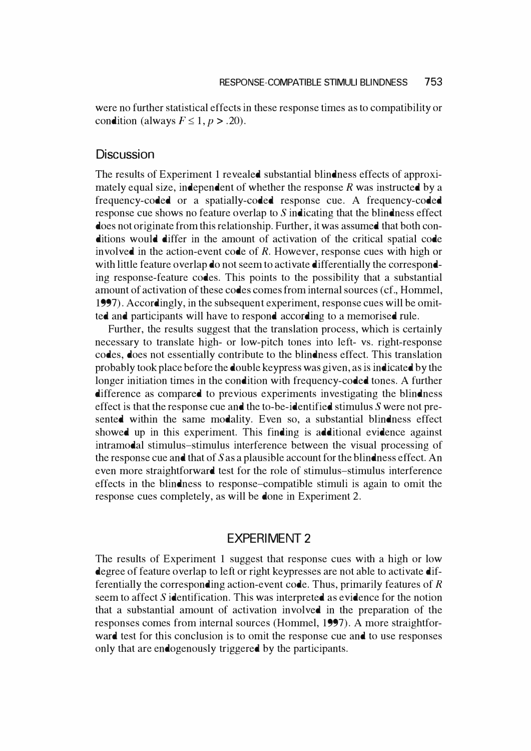were no further statistical effects in these response times as to compatibility or condition (always $F \leq 1, p > .20$).

## Discussion

The results of Experiment 1 revealed substantial blindness effects of approximately equal size, independent of whether the response *R* was instructed by a frequency-coded or a spatially-coded response cue. A frequency-coded response cue shows no feature overlap to *S* indicating that the blindness effect does not originate from this relationship. Further, it was assumed that both conditions would differ in the amount of activation of the critical spatial code involved in the action-event code of *R*. However, response cues with high or with little feature overlap do not seem to activate differentially the corresponding response-feature codes. This points to the possibility that a substantial amount of activation of these codes comes from internal sources (cf., Hommel, 1997). Accordingly, in the subsequent experiment, response cues will be omitted and participants will have to respond according to a memorised rule.

Further, the results suggest that the translation process, which is certainly necessary to translate high- or low-pitch tones into left- vs. right-response codes, does not essentially contribute to the blindness effect. This translation probably took place before the double keypress was given, as is indicated by the longer initiation times in the condition with frequency-coded tones. A further difference as compared to previous experiments investigating the blindness effect is that the response cue and the to-be-identified stimulus *S* were not presented within the same modality. Even so, a substantial blindness effect showed up in this experiment. This finding is additional evidence against intramodal stimulus–stimulus interference between the visual processing of the response cue and that of *S* as a plausible account for the blindness effect. An even more straightforward test for the role of stimulus–stimulus interference effects in the blindness to response–compatible stimuli is again to omit the response cues completely, as will be done in Experiment 2.

# EXPERIMENT 2

The results of Experiment 1 suggest that response cues with a high or low degree of feature overlap to left or right keypresses are not able to activate differentially the corresponding action-event code. Thus, primarily features of *R* seem to affect *S* identification. This was interpreted as evidence for the notion that a substantial amount of activation involved in the preparation of the responses comes from internal sources (Hommel, 1997). A more straightforward test for this conclusion is to omit the response cue and to use responses only that are endogenously triggered by the participants.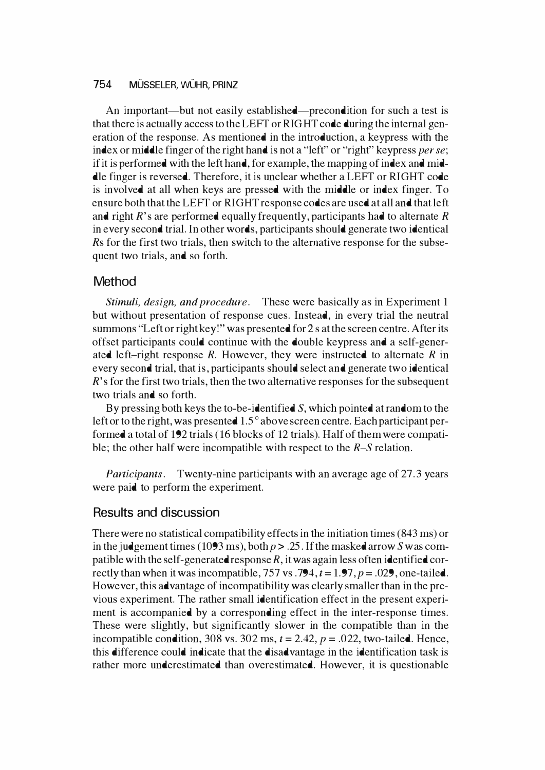An important—but not easily established—precondition for such a test is that there is actually access to the LEFT or RIGHT code during the internal generation of the response. As mentioned in the introduction, a keypress with the index or middle finger of the right hand is not a "left" or "right" keypress *per se*; if it is performed with the left hand, for example, the mapping of index and middle finger is reversed. Therefore, it is unclear whether a LEFT or RIGHT code is involved at all when keys are pressed with the middle or index finger. To ensure both that the LEFT or RIGHT response codes are used at all and that left and right *R*'s are performed equally frequently, participants had to alternate *R* in every second trial. In other words, participants should generate two identical *R*s for the first two trials, then switch to the alternative response for the subsequent two trials, and so forth.

## Method

*Stimuli, design, and procedure*. These were basically as in Experiment 1 but without presentation of response cues. Instead, in every trial the neutral summons "Left or right key!" was presented for 2 s at the screen centre. After its offset participants could continue with the double keypress and a self-generated left–right response *R*. However, they were instructed to alternate *R* in every second trial, that is, participants should select and generate two identical *R*'s for the first two trials, then the two alternative responses for the subsequent two trials and so forth.

By pressing both keys the to-be-identified *S*, which pointed at random to the left or to the right, was presented 1.5° above screen centre. Each participant performed a total of 192 trials (16 blocks of 12 trials). Half of them were compatible; the other half were incompatible with respect to the *R*–*S* relation.

*Participants*. Twenty-nine participants with an average age of 27.3 years were paid to perform the experiment.

## Results and discussion

There were no statistical compatibility effects in the initiation times (843 ms) or in the judgement times (1093 ms), both $p > .25$. If the masked arrow *S* was compatible with the self-generated response *R*, it was again less often identified correctly than when it was incompatible, 757 vs .794, $t = 1.97$, $p = .029$, one-tailed. However, this advantage of incompatibility was clearly smaller than in the previous experiment. The rather small identification effect in the present experiment is accompanied by a corresponding effect in the inter-response times. These were slightly, but significantly slower in the compatible than in the incompatible condition, 308 vs. 302 ms, $t = 2.42$, $p = .022$, two-tailed. Hence, this difference could indicate that the disadvantage in the identification task is rather more underestimated than overestimated. However, it is questionable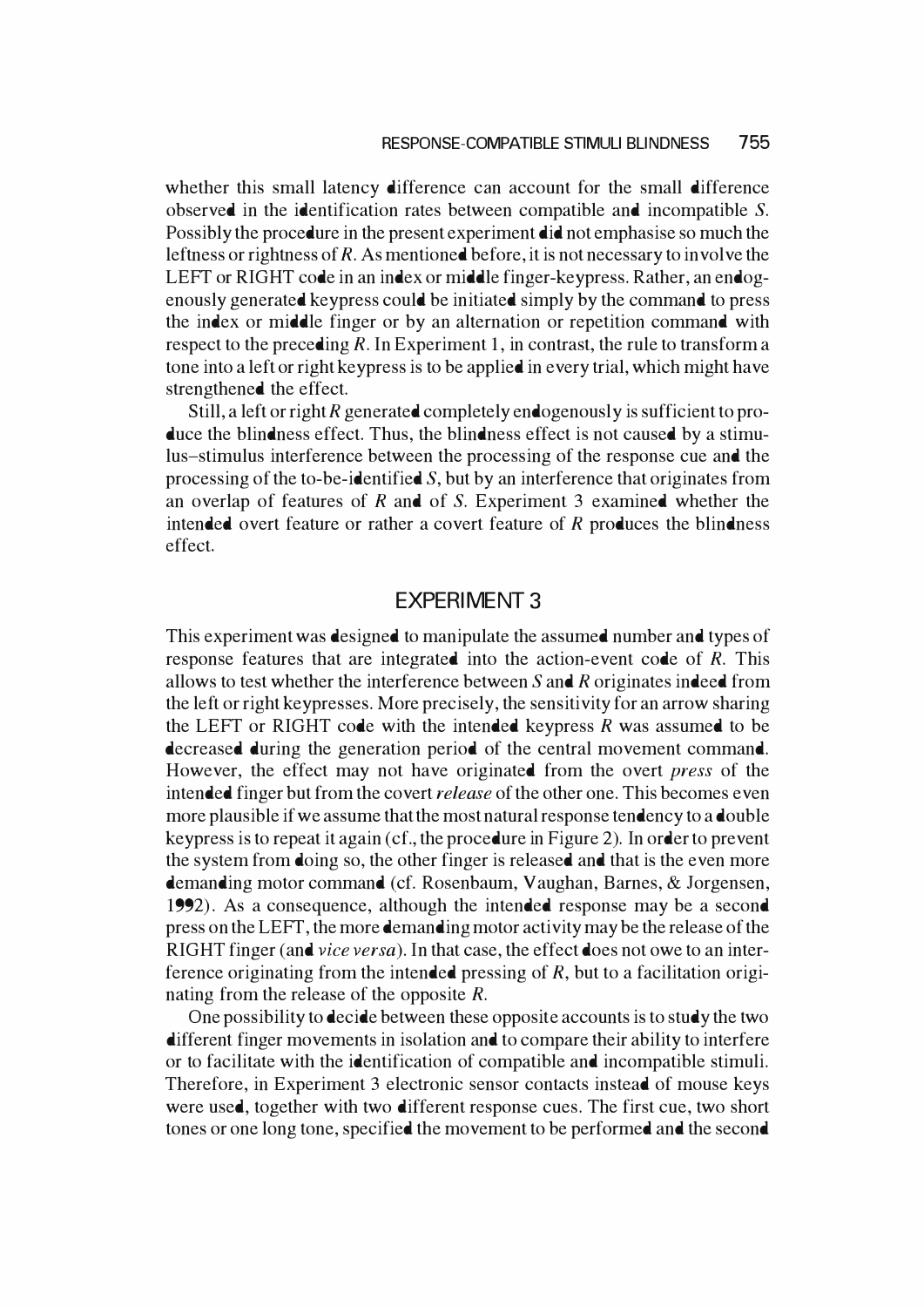whether this small latency difference can account for the small difference observed in the identification rates between compatible and incompatible *S*. Possibly the procedure in the present experiment did not emphasise so much the leftness or rightness of *R*. As mentioned before, it is not necessary to involve the LEFT or RIGHT code in an index or middle finger-keypress. Rather, an endogenously generated keypress could be initiated simply by the command to press the index or middle finger or by an alternation or repetition command with respect to the preceding *R*. In Experiment 1, in contrast, the rule to transform a tone into a left or right keypress is to be applied in every trial, which might have strengthened the effect.

Still, a left or right *R* generated completely endogenously is sufficient to produce the blindness effect. Thus, the blindness effect is not caused by a stimulus–stimulus interference between the processing of the response cue and the processing of the to-be-identified *S*, but by an interference that originates from an overlap of features of *R* and of *S*. Experiment 3 examined whether the intended overt feature or rather a covert feature of *R* produces the blindness effect.

## EXPERIMENT 3

This experiment was designed to manipulate the assumed number and types of response features that are integrated into the action-event code of *R*. This allows to test whether the interference between *S* and *R* originates indeed from the left or right keypresses. More precisely, the sensitivity for an arrow sharing the LEFT or RIGHT code with the intended keypress *R* was assumed to be decreased during the generation period of the central movement command. However, the effect may not have originated from the overt *press* of the intended finger but from the covert *release* of the other one. This becomes even more plausible if we assume that the most natural response tendency to a double keypress is to repeat it again (cf., the procedure in Figure 2). In order to prevent the system from doing so, the other finger is released and that is the even more demanding motor command (cf. Rosenbaum, Vaughan, Barnes, & Jorgensen, 1992). As a consequence, although the intended response may be a second press on the LEFT, the more demanding motor activity may be the release of the RIGHT finger (and *vice versa*). In that case, the effect does not owe to an interference originating from the intended pressing of *R*, but to a facilitation originating from the release of the opposite *R*.

One possibility to decide between these opposite accounts is to study the two different finger movements in isolation and to compare their ability to interfere or to facilitate with the identification of compatible and incompatible stimuli. Therefore, in Experiment 3 electronic sensor contacts instead of mouse keys were used, together with two different response cues. The first cue, two short tones or one long tone, specified the movement to be performed and the second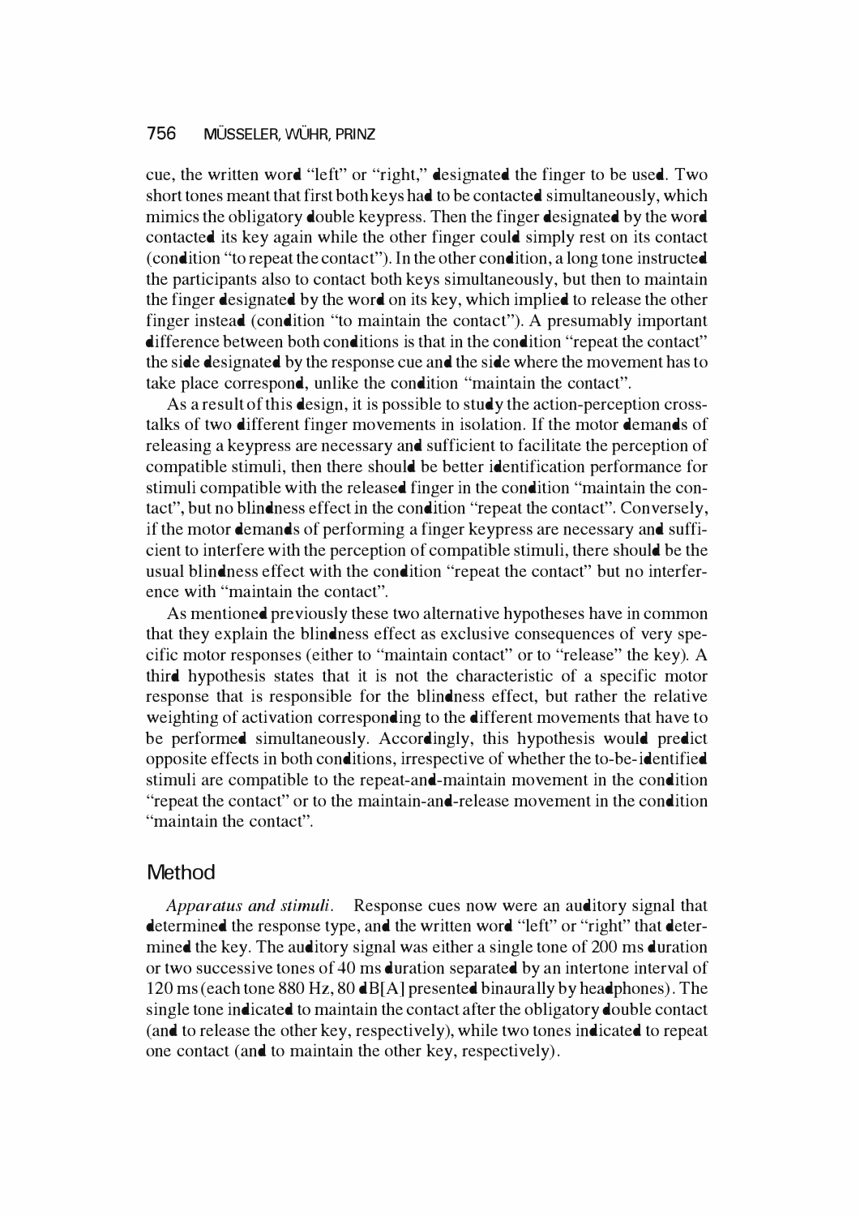cue, the written word "left" or "right," designated the finger to be used. Two short tones meant that first both keys had to be contacted simultaneously, which mimics the obligatory double keypress. Then the finger designated by the word contacted its key again while the other finger could simply rest on its contact (condition "to repeat the contact"). In the other condition, a long tone instructed the participants also to contact both keys simultaneously, but then to maintain the finger designated by the word on its key, which implied to release the other finger instead (condition "to maintain the contact"). A presumably important difference between both conditions is that in the condition "repeat the contact" the side designated by the response cue and the side where the movement has to take place correspond, unlike the condition "maintain the contact".

As a result of this design, it is possible to study the action-perception cross-talks of two different finger movements in isolation. If the motor demands of releasing a keypress are necessary and sufficient to facilitate the perception of compatible stimuli, then there should be better identification performance for stimuli compatible with the released finger in the condition "maintain the contact", but no blindness effect in the condition "repeat the contact". Conversely, if the motor demands of performing a finger keypress are necessary and sufficient to interfere with the perception of compatible stimuli, there should be the usual blindness effect with the condition "repeat the contact" but no interference with "maintain the contact".

As mentioned previously these two alternative hypotheses have in common that they explain the blindness effect as exclusive consequences of very specific motor responses (either to "maintain contact" or to "release" the key). A third hypothesis states that it is not the characteristic of a specific motor response that is responsible for the blindness effect, but rather the relative weighting of activation corresponding to the different movements that have to be performed simultaneously. Accordingly, this hypothesis would predict opposite effects in both conditions, irrespective of whether the to-be-identified stimuli are compatible to the repeat-and-maintain movement in the condition "repeat the contact" or to the maintain-and-release movement in the condition "maintain the contact".

## Method

*Apparatus and stimuli.* Response cues now were an auditory signal that determined the response type, and the written word "left" or "right" that determined the key. The auditory signal was either a single tone of 200 ms duration or two successive tones of 40 ms duration separated by an intertone interval of 120 ms (each tone 880 Hz, 80 dB[A] presented binaurally by headphones). The single tone indicated to maintain the contact after the obligatory double contact (and to release the other key, respectively), while two tones indicated to repeat one contact (and to maintain the other key, respectively).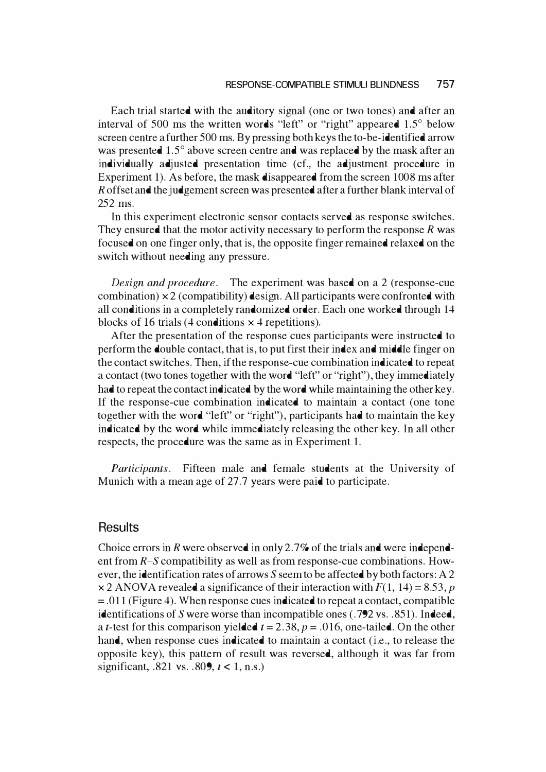Each trial started with the auditory signal (one or two tones) and after an interval of 500 ms the written words "left" or "right" appeared 1.5° below screen centre a further 500 ms. By pressing both keys the to-be-identified arrow was presented 1.5° above screen centre and was replaced by the mask after an individually adjusted presentation time (cf., the adjustment procedure in Experiment 1). As before, the mask disappeared from the screen 1008 ms after $R$ offset and the judgement screen was presented after a further blank interval of 252 ms.

In this experiment electronic sensor contacts served as response switches. They ensured that the motor activity necessary to perform the response $R$ was focused on one finger only, that is, the opposite finger remained relaxed on the switch without needing any pressure.

*Design and procedure*. The experiment was based on a 2 (response-cue combination) × 2 (compatibility) design. All participants were confronted with all conditions in a completely randomized order. Each one worked through 14 blocks of 16 trials (4 conditions × 4 repetitions).

After the presentation of the response cues participants were instructed to perform the double contact, that is, to put first their index and middle finger on the contact switches. Then, if the response-cue combination indicated to repeat a contact (two tones together with the word "left" or "right"), they immediately had to repeat the contact indicated by the word while maintaining the other key. If the response-cue combination indicated to maintain a contact (one tone together with the word "left" or "right"), participants had to maintain the key indicated by the word while immediately releasing the other key. In all other respects, the procedure was the same as in Experiment 1.

*Participants*. Fifteen male and female students at the University of Munich with a mean age of 27.7 years were paid to participate.

## Results

Choice errors in $R$ were observed in only 2.7% of the trials and were independent from $R$–$S$ compatibility as well as from response-cue combinations. However, the identification rates of arrows $S$ seem to be affected by both factors: A 2 × 2 ANOVA revealed a significance of their interaction with $F(1, 14) = 8.53$, $p = .011$ (Figure 4). When response cues indicated to repeat a contact, compatible identifications of $S$ were worse than incompatible ones (.792 vs. .851). Indeed, a $t$-test for this comparison yielded $t = 2.38$, $p = .016$, one-tailed. On the other hand, when response cues indicated to maintain a contact (i.e., to release the opposite key), this pattern of result was reversed, although it was far from significant, .821 vs. .809, $t < 1$, n.s.)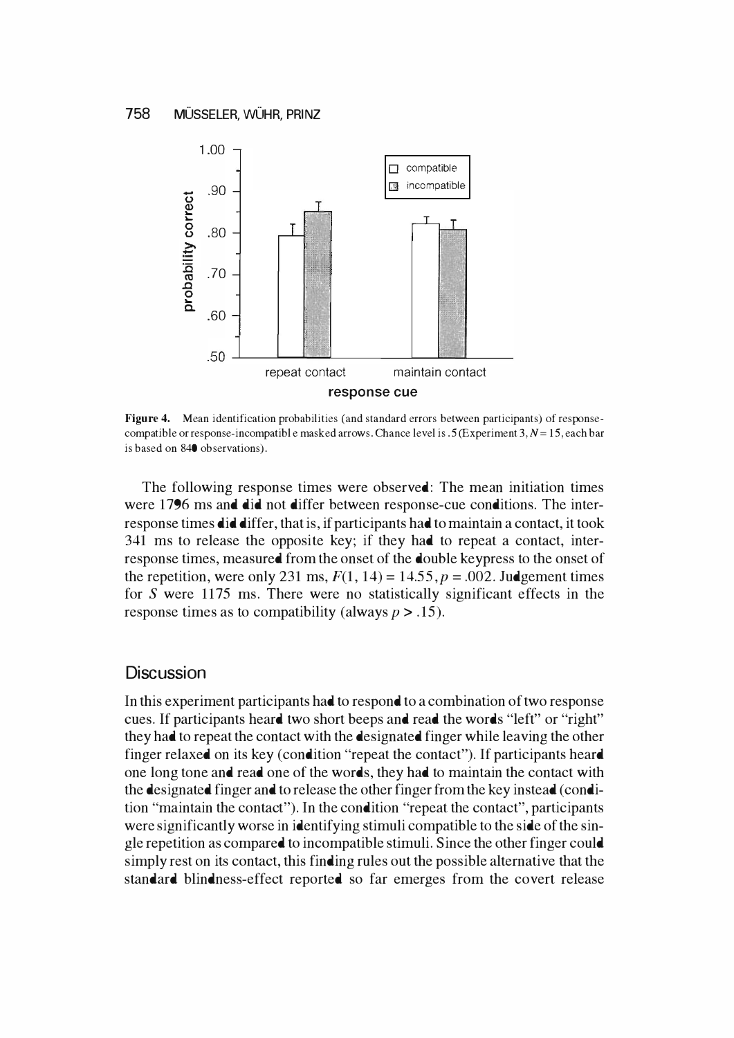Figure 4. Mean identification probabilities (and standard errors between participants) of response-compatible or response-incompatible masked arrows. Chance level is .5 (Experiment 3, $N = 15$, each bar is based on 840 observations).

The following response times were observed: The mean initiation times were 1796 ms and did not differ between response-cue conditions. The inter-response times did differ, that is, if participants had to maintain a contact, it took 341 ms to release the opposite key; if they had to repeat a contact, inter-response times, measured from the onset of the double keypress to the onset of the repetition, were only 231 ms, $F(1, 14) = 14.55, p = .002$. Judgement times for *S* were 1175 ms. There were no statistically significant effects in the response times as to compatibility (always $p > .15$).

## Discussion

In this experiment participants had to respond to a combination of two response cues. If participants heard two short beeps and read the words "left" or "right" they had to repeat the contact with the designated finger while leaving the other finger relaxed on its key (condition "repeat the contact"). If participants heard one long tone and read one of the words, they had to maintain the contact with the designated finger and to release the other finger from the key instead (condition "maintain the contact"). In the condition "repeat the contact", participants were significantly worse in identifying stimuli compatible to the side of the single repetition as compared to incompatible stimuli. Since the other finger could simply rest on its contact, this finding rules out the possible alternative that the standard blindness-effect reported so far emerges from the covert release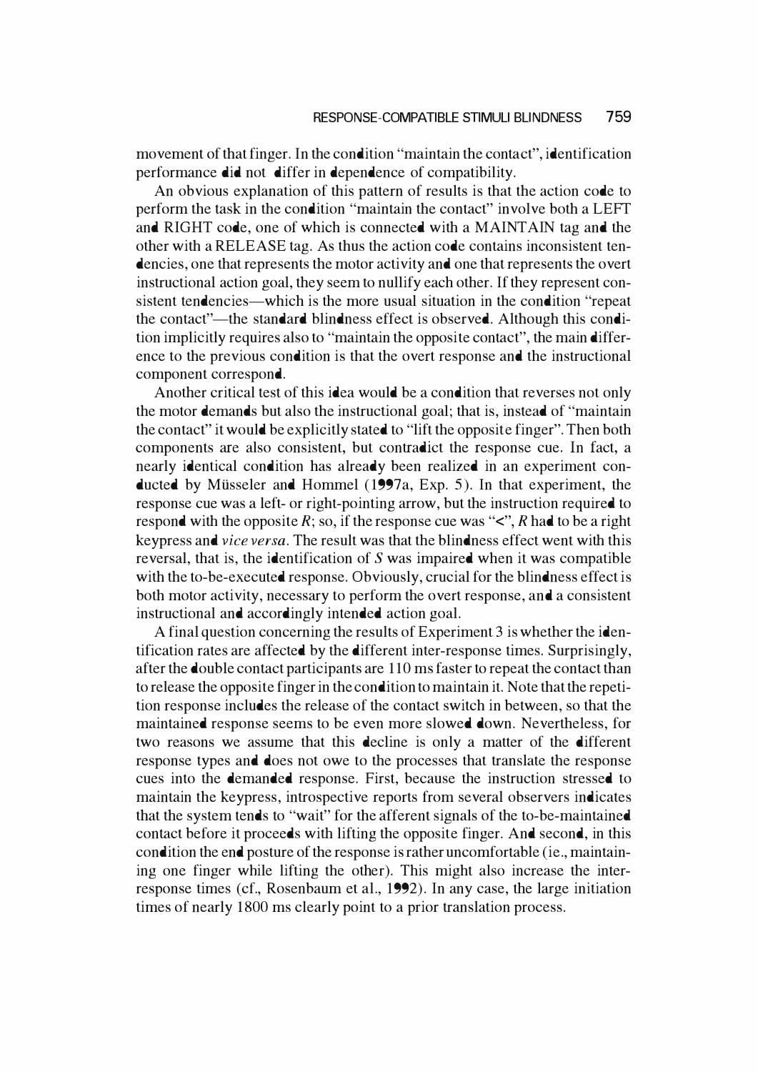movement of that finger. In the condition "maintain the contact", identification performance did not differ in dependence of compatibility.

An obvious explanation of this pattern of results is that the action code to perform the task in the condition "maintain the contact" involve both a LEFT and RIGHT code, one of which is connected with a MAINTAIN tag and the other with a RELEASE tag. As thus the action code contains inconsistent tendencies, one that represents the motor activity and one that represents the overt instructional action goal, they seem to nullify each other. If they represent consistent tendencies—which is the more usual situation in the condition "repeat the contact"—the standard blindness effect is observed. Although this condition implicitly requires also to "maintain the opposite contact", the main difference to the previous condition is that the overt response and the instructional component correspond.

Another critical test of this idea would be a condition that reverses not only the motor demands but also the instructional goal; that is, instead of "maintain the contact" it would be explicitly stated to "lift the opposite finger". Then both components are also consistent, but contradict the response cue. In fact, a nearly identical condition has already been realized in an experiment conducted by Müsseler and Hommel (1997a, Exp. 5). In that experiment, the response cue was a left- or right-pointing arrow, but the instruction required to respond with the opposite *R*; so, if the response cue was "<", *R* had to be a right keypress and *vice versa*. The result was that the blindness effect went with this reversal, that is, the identification of *S* was impaired when it was compatible with the to-be-executed response. Obviously, crucial for the blindness effect is both motor activity, necessary to perform the overt response, and a consistent instructional and accordingly intended action goal.

A final question concerning the results of Experiment 3 is whether the identification rates are affected by the different inter-response times. Surprisingly, after the double contact participants are 110 ms faster to repeat the contact than to release the opposite finger in the condition to maintain it. Note that the repetition response includes the release of the contact switch in between, so that the maintained response seems to be even more slowed down. Nevertheless, for two reasons we assume that this decline is only a matter of the different response types and does not owe to the processes that translate the response cues into the demanded response. First, because the instruction stressed to maintain the keypress, introspective reports from several observers indicates that the system tends to "wait" for the afferent signals of the to-be-maintained contact before it proceeds with lifting the opposite finger. And second, in this condition the end posture of the response is rather uncomfortable (ie., maintaining one finger while lifting the other). This might also increase the inter-response times (cf., Rosenbaum et al., 1992). In any case, the large initiation times of nearly 1800 ms clearly point to a prior translation process.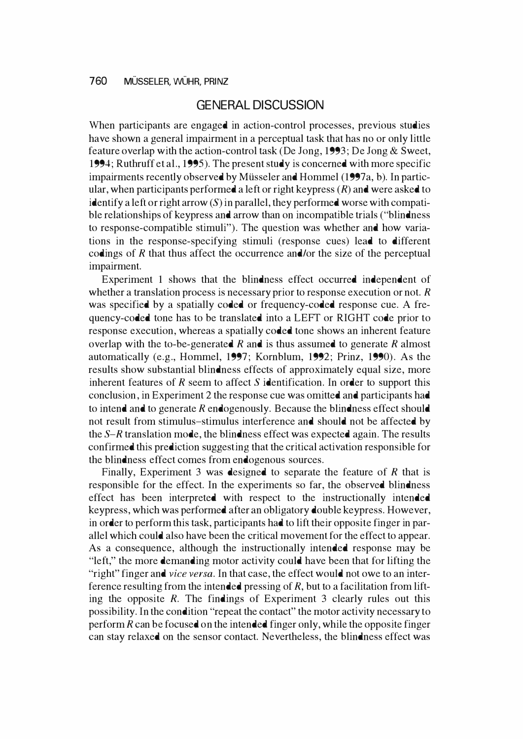## GENERAL DISCUSSION

When participants are engaged in action-control processes, previous studies have shown a general impairment in a perceptual task that has no or only little feature overlap with the action-control task (De Jong, 1993; De Jong & Sweet, 1994; Ruthruff et al., 1995). The present study is concerned with more specific impairments recently observed by Müsseler and Hommel (1997a, b). In particular, when participants performed a left or right keypress ($R$) and were asked to identify a left or right arrow ($S$) in parallel, they performed worse with compatible relationships of keypress and arrow than on incompatible trials ("blindness to response-compatible stimuli"). The question was whether and how variations in the response-specifying stimuli (response cues) lead to different codings of $R$ that thus affect the occurrence and/or the size of the perceptual impairment.

Experiment 1 shows that the blindness effect occurred independent of whether a translation process is necessary prior to response execution or not. $R$ was specified by a spatially coded or frequency-coded response cue. A frequency-coded tone has to be translated into a LEFT or RIGHT code prior to response execution, whereas a spatially coded tone shows an inherent feature overlap with the to-be-generated $R$ and is thus assumed to generate $R$ almost automatically (e.g., Hommel, 1997; Kornblum, 1992; Prinz, 1990). As the results show substantial blindness effects of approximately equal size, more inherent features of $R$ seem to affect $S$ identification. In order to support this conclusion, in Experiment 2 the response cue was omitted and participants had to intend and to generate $R$ endogenously. Because the blindness effect should not result from stimulus–stimulus interference and should not be affected by the $S$–$R$ translation mode, the blindness effect was expected again. The results confirmed this prediction suggesting that the critical activation responsible for the blindness effect comes from endogenous sources.

Finally, Experiment 3 was designed to separate the feature of $R$ that is responsible for the effect. In the experiments so far, the observed blindness effect has been interpreted with respect to the instructionally intended keypress, which was performed after an obligatory double keypress. However, in order to perform this task, participants had to lift their opposite finger in parallel which could also have been the critical movement for the effect to appear. As a consequence, although the instructionally intended response may be "left," the more demanding motor activity could have been that for lifting the "right" finger and *vice versa*. In that case, the effect would not owe to an interference resulting from the intended pressing of $R$, but to a facilitation from lifting the opposite $R$. The findings of Experiment 3 clearly rules out this possibility. In the condition "repeat the contact" the motor activity necessary to perform $R$ can be focused on the intended finger only, while the opposite finger can stay relaxed on the sensor contact. Nevertheless, the blindness effect was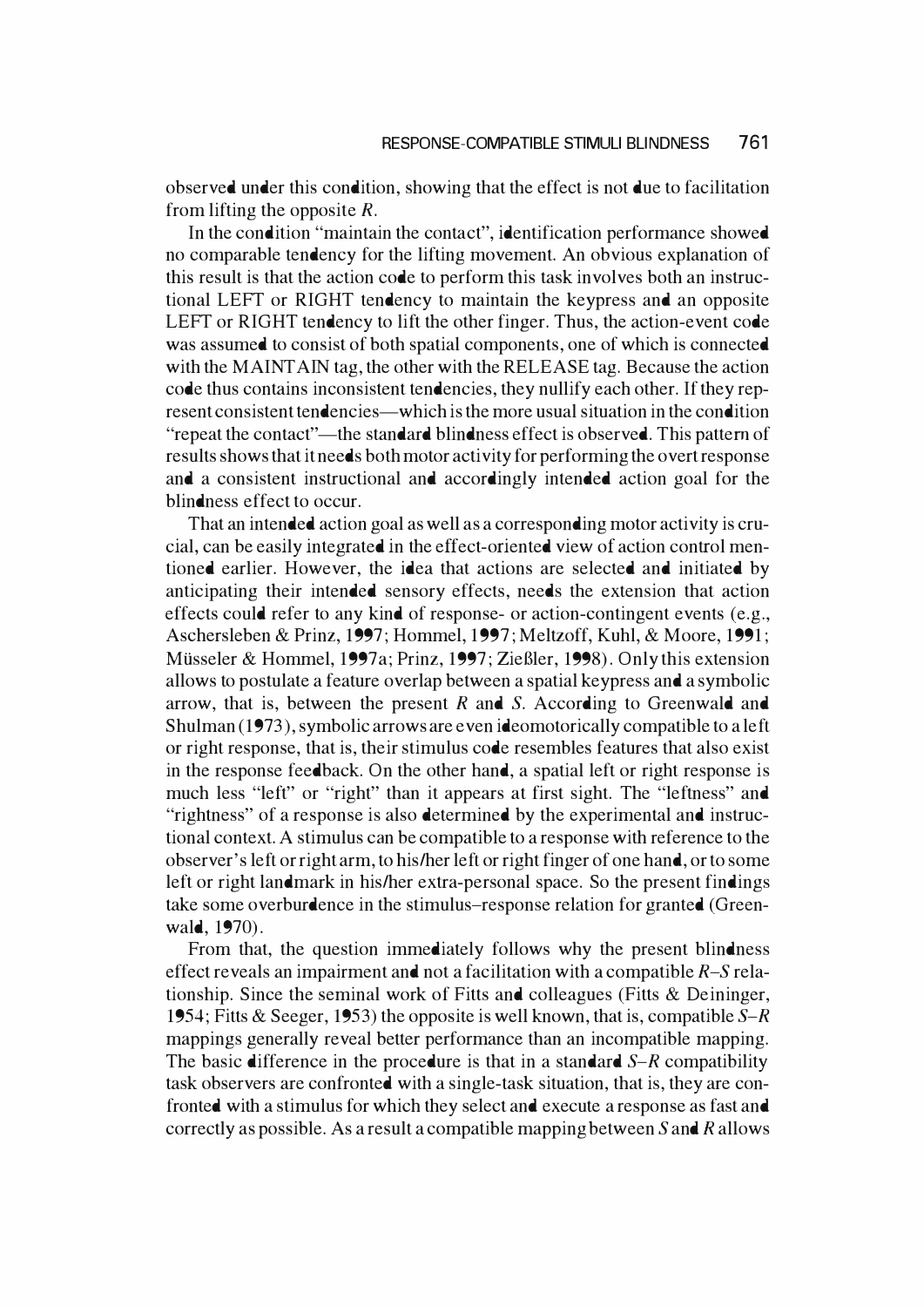observed under this condition, showing that the effect is not due to facilitation from lifting the opposite *R*.

In the condition "maintain the contact", identification performance showed no comparable tendency for the lifting movement. An obvious explanation of this result is that the action code to perform this task involves both an instructional LEFT or RIGHT tendency to maintain the keypress and an opposite LEFT or RIGHT tendency to lift the other finger. Thus, the action-event code was assumed to consist of both spatial components, one of which is connected with the MAINTAIN tag, the other with the RELEASE tag. Because the action code thus contains inconsistent tendencies, they nullify each other. If they represent consistent tendencies—which is the more usual situation in the condition "repeat the contact"—the standard blindness effect is observed. This pattern of results shows that it needs both motor activity for performing the overt response and a consistent instructional and accordingly intended action goal for the blindness effect to occur.

That an intended action goal as well as a corresponding motor activity is crucial, can be easily integrated in the effect-oriented view of action control mentioned earlier. However, the idea that actions are selected and initiated by anticipating their intended sensory effects, needs the extension that action effects could refer to any kind of response- or action-contingent events (e.g., Aschersleben & Prinz, 1997; Hommel, 1997; Meltzoff, Kuhl, & Moore, 1991; Müsseler & Hommel, 1997a; Prinz, 1997; Zießler, 1998). Only this extension allows to postulate a feature overlap between a spatial keypress and a symbolic arrow, that is, between the present *R* and *S*. According to Greenwald and Shulman (1973), symbolic arrows are even ideomotorically compatible to a left or right response, that is, their stimulus code resembles features that also exist in the response feedback. On the other hand, a spatial left or right response is much less "left" or "right" than it appears at first sight. The "leftness" and "rightness" of a response is also determined by the experimental and instructional context. A stimulus can be compatible to a response with reference to the observer's left or right arm, to his/her left or right finger of one hand, or to some left or right landmark in his/her extra-personal space. So the present findings take some overburdence in the stimulus–response relation for granted (Greenwald, 1970).

From that, the question immediately follows why the present blindness effect reveals an impairment and not a facilitation with a compatible *R–S* relationship. Since the seminal work of Fitts and colleagues (Fitts & Deininger, 1954; Fitts & Seeger, 1953) the opposite is well known, that is, compatible *S–R* mappings generally reveal better performance than an incompatible mapping. The basic difference in the procedure is that in a standard *S–R* compatibility task observers are confronted with a single-task situation, that is, they are confronted with a stimulus for which they select and execute a response as fast and correctly as possible. As a result a compatible mapping between *S* and *R* allows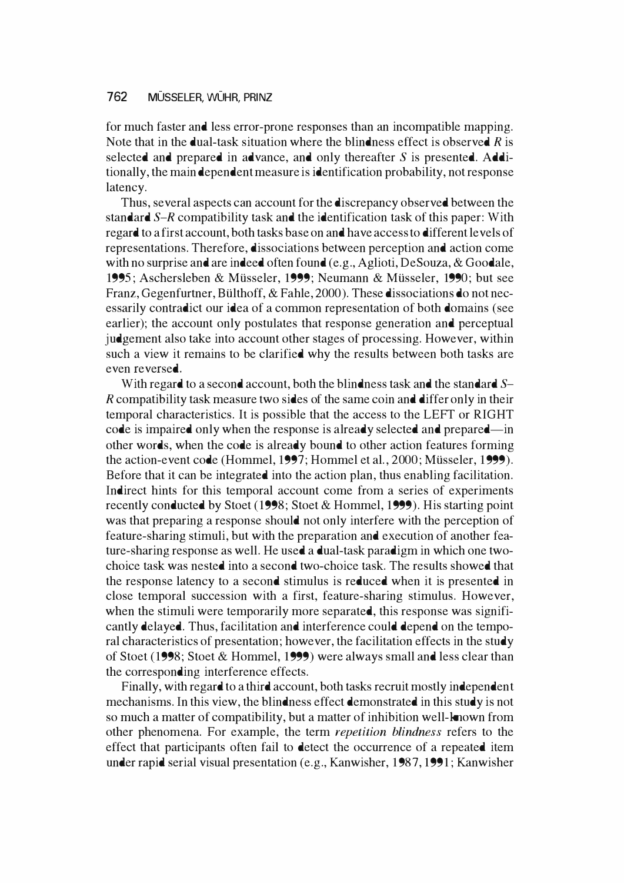for much faster and less error-prone responses than an incompatible mapping. Note that in the dual-task situation where the blindness effect is observed *R* is selected and prepared in advance, and only thereafter *S* is presented. Additionally, the main dependent measure is identification probability, not response latency.

Thus, several aspects can account for the discrepancy observed between the standard *S–R* compatibility task and the identification task of this paper: With regard to a first account, both tasks base on and have access to different levels of representations. Therefore, dissociations between perception and action come with no surprise and are indeed often found (e.g., Aglioti, DeSouza, & Goodale, 1995; Aschersleben & Müsseler, 1999; Neumann & Müsseler, 1990; but see Franz, Gegenfurtner, Bülthoff, & Fahle, 2000). These dissociations do not necessarily contradict our idea of a common representation of both domains (see earlier); the account only postulates that response generation and perceptual judgement also take into account other stages of processing. However, within such a view it remains to be clarified why the results between both tasks are even reversed.

With regard to a second account, both the blindness task and the standard *S–R* compatibility task measure two sides of the same coin and differ only in their temporal characteristics. It is possible that the access to the LEFT or RIGHT code is impaired only when the response is already selected and prepared—in other words, when the code is already bound to other action features forming the action-event code (Hommel, 1997; Hommel et al., 2000; Müsseler, 1999). Before that it can be integrated into the action plan, thus enabling facilitation. Indirect hints for this temporal account come from a series of experiments recently conducted by Stoet (1998; Stoet & Hommel, 1999). His starting point was that preparing a response should not only interfere with the perception of feature-sharing stimuli, but with the preparation and execution of another feature-sharing response as well. He used a dual-task paradigm in which one two-choice task was nested into a second two-choice task. The results showed that the response latency to a second stimulus is reduced when it is presented in close temporal succession with a first, feature-sharing stimulus. However, when the stimuli were temporarily more separated, this response was significantly delayed. Thus, facilitation and interference could depend on the temporal characteristics of presentation; however, the facilitation effects in the study of Stoet (1998; Stoet & Hommel, 1999) were always small and less clear than the corresponding interference effects.

Finally, with regard to a third account, both tasks recruit mostly independent mechanisms. In this view, the blindness effect demonstrated in this study is not so much a matter of compatibility, but a matter of inhibition well-known from other phenomena. For example, the term *repetition blindness* refers to the effect that participants often fail to detect the occurrence of a repeated item under rapid serial visual presentation (e.g., Kanwisher, 1987, 1991; Kanwisher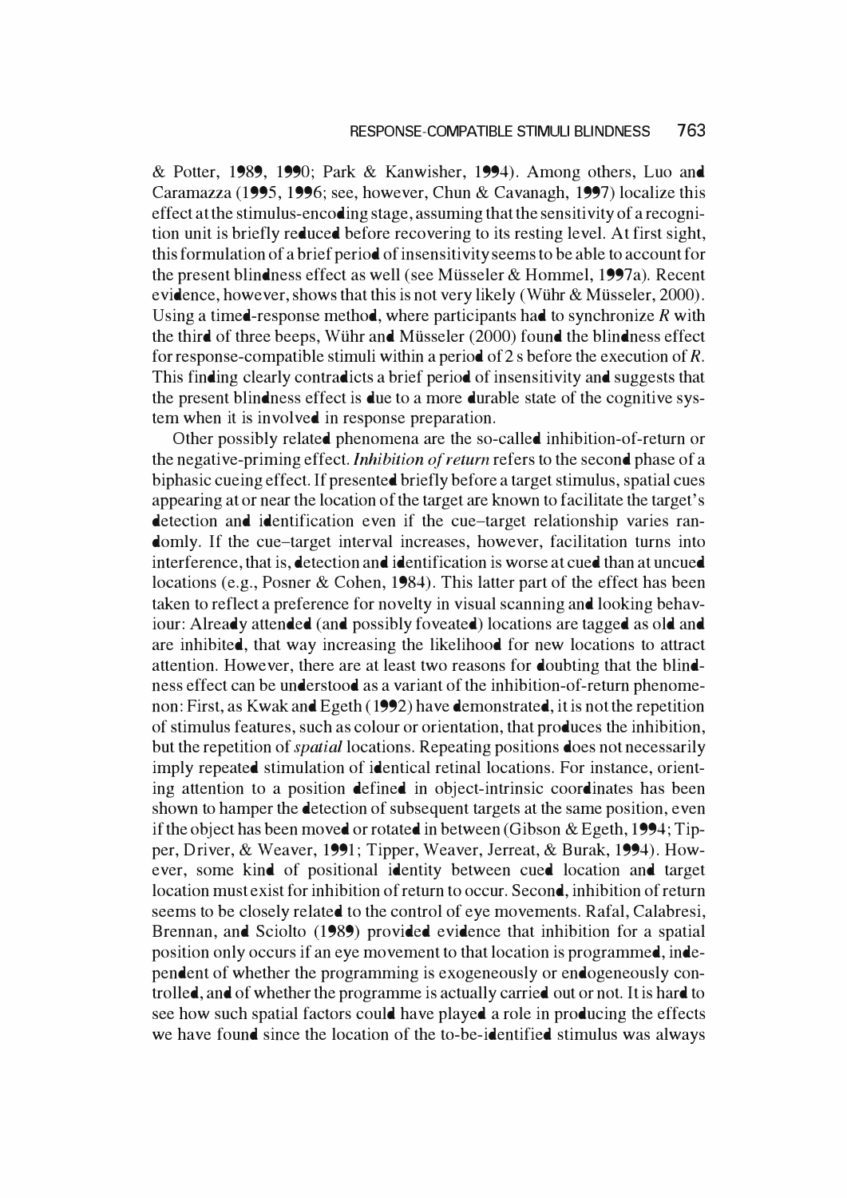& Potter, 1989, 1990; Park & Kanwisher, 1994). Among others, Luo and Caramazza (1995, 1996; see, however, Chun & Cavanagh, 1997) localize this effect at the stimulus-encoding stage, assuming that the sensitivity of a recognition unit is briefly reduced before recovering to its resting level. At first sight, this formulation of a brief period of insensitivity seems to be able to account for the present blindness effect as well (see Müsseler & Hommel, 1997a). Recent evidence, however, shows that this is not very likely (Wühr & Müsseler, 2000). Using a timed-response method, where participants had to synchronize *R* with the third of three beeps, Wühr and Müsseler (2000) found the blindness effect for response-compatible stimuli within a period of 2 s before the execution of *R*. This finding clearly contradicts a brief period of insensitivity and suggests that the present blindness effect is due to a more durable state of the cognitive system when it is involved in response preparation.

Other possibly related phenomena are the so-called inhibition-of-return or the negative-priming effect. *Inhibition of return* refers to the second phase of a biphasic cueing effect. If presented briefly before a target stimulus, spatial cues appearing at or near the location of the target are known to facilitate the target's detection and identification even if the cue–target relationship varies randomly. If the cue–target interval increases, however, facilitation turns into interference, that is, detection and identification is worse at cued than at uncued locations (e.g., Posner & Cohen, 1984). This latter part of the effect has been taken to reflect a preference for novelty in visual scanning and looking behaviour: Already attended (and possibly foveated) locations are tagged as old and are inhibited, that way increasing the likelihood for new locations to attract attention. However, there are at least two reasons for doubting that the blindness effect can be understood as a variant of the inhibition-of-return phenomenon: First, as Kwak and Egeth (1992) have demonstrated, it is not the repetition of stimulus features, such as colour or orientation, that produces the inhibition, but the repetition of *spatial* locations. Repeating positions does not necessarily imply repeated stimulation of identical retinal locations. For instance, orienting attention to a position defined in object-intrinsic coordinates has been shown to hamper the detection of subsequent targets at the same position, even if the object has been moved or rotated in between (Gibson & Egeth, 1994; Tipper, Driver, & Weaver, 1991; Tipper, Weaver, Jerreat, & Burak, 1994). However, some kind of positional identity between cued location and target location must exist for inhibition of return to occur. Second, inhibition of return seems to be closely related to the control of eye movements. Rafal, Calabresi, Brennan, and Sciolto (1989) provided evidence that inhibition for a spatial position only occurs if an eye movement to that location is programmed, independent of whether the programming is exogeneously or endogeneously controlled, and of whether the programme is actually carried out or not. It is hard to see how such spatial factors could have played a role in producing the effects we have found since the location of the to-be-identified stimulus was always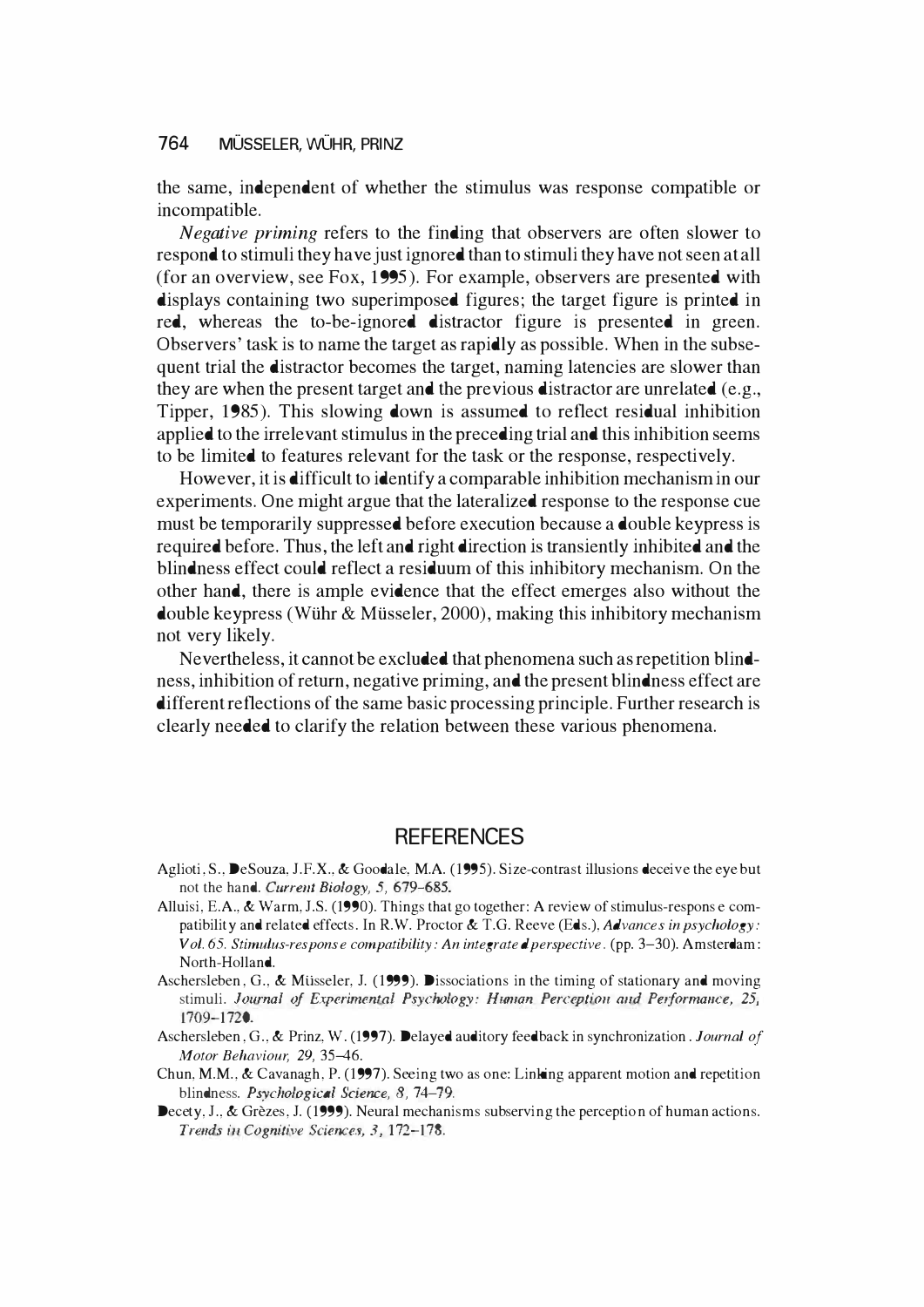the same, independent of whether the stimulus was response compatible or incompatible.

*Negative priming* refers to the finding that observers are often slower to respond to stimuli they have just ignored than to stimuli they have not seen at all (for an overview, see Fox, 1995). For example, observers are presented with displays containing two superimposed figures; the target figure is printed in red, whereas the to-be-ignored distractor figure is presented in green. Observers' task is to name the target as rapidly as possible. When in the subsequent trial the distractor becomes the target, naming latencies are slower than they are when the present target and the previous distractor are unrelated (e.g., Tipper, 1985). This slowing down is assumed to reflect residual inhibition applied to the irrelevant stimulus in the preceding trial and this inhibition seems to be limited to features relevant for the task or the response, respectively.

However, it is difficult to identify a comparable inhibition mechanism in our experiments. One might argue that the lateralized response to the response cue must be temporarily suppressed before execution because a double keypress is required before. Thus, the left and right direction is transiently inhibited and the blindness effect could reflect a residuum of this inhibitory mechanism. On the other hand, there is ample evidence that the effect emerges also without the double keypress (Wühr & Müsseler, 2000), making this inhibitory mechanism not very likely.

Nevertheless, it cannot be excluded that phenomena such as repetition blindness, inhibition of return, negative priming, and the present blindness effect are different reflections of the same basic processing principle. Further research is clearly needed to clarify the relation between these various phenomena.

## REFERENCES

Aglioti, S., DeSouza, J.F.X., & Goodale, M.A. (1995). Size-contrast illusions deceive the eye but not the hand. *Current Biology, 5,* 679–685.

Alluisi, E.A., & Warm, J.S. (1990). Things that go together: A review of stimulus-response compatibility and related effects. In R.W. Proctor & T.G. Reeve (Eds.), *Advances in psychology: Vol. 65. Stimulus-response compatibility: An integrated perspective.* (pp. 3–30). Amsterdam: North-Holland.

Aschersleben, G., & Müsseler, J. (1999). Dissociations in the timing of stationary and moving stimuli. *Journal of Experimental Psychology: Human Perception and Performance, 25,* 1709–1720.

Aschersleben, G., & Prinz, W. (1997). Delayed auditory feedback in synchronization. *Journal of Motor Behaviour, 29,* 35–46.

Chun, M.M., & Cavanagh, P. (1997). Seeing two as one: Linking apparent motion and repetition blindness. *Psychological Science, 8,* 74–79.

Decety, J., & Grèzes, J. (1999). Neural mechanisms subserving the perception of human actions. *Trends in Cognitive Sciences, 3,* 172–178.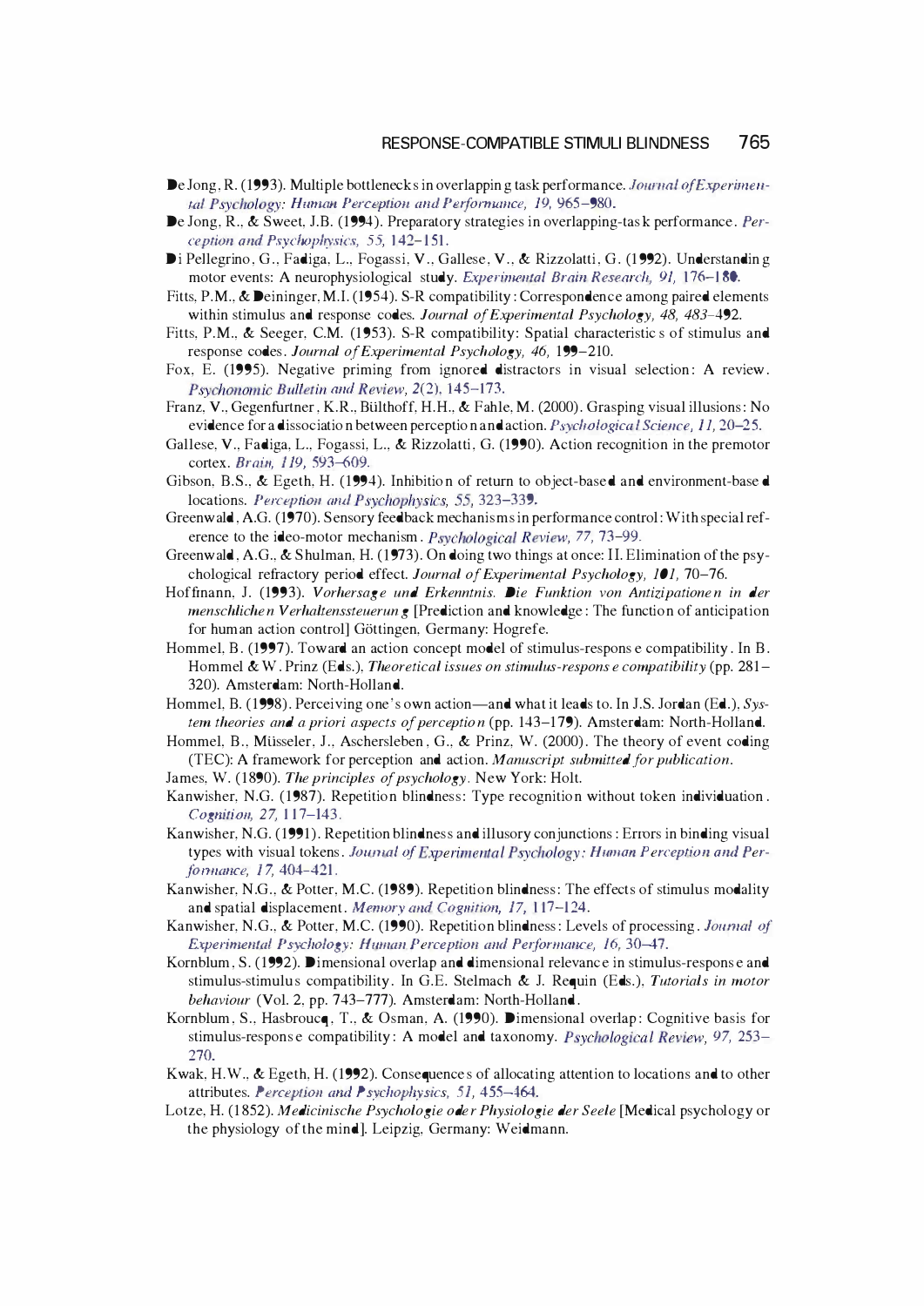De Jong, R. (1993). Multiple bottlenecks in overlapping task performance. *Journal of Experimental Psychology: Human Perception and Performance, 19*, 965–980.

De Jong, R., & Sweet, J.B. (1994). Preparatory strategies in overlapping-task performance. *Perception and Psychophysics, 55*, 142–151.

Di Pellegrino, G., Fadiga, L., Fogassi, V., Gallese, V., & Rizzolatti, G. (1992). Understanding motor events: A neurophysiological study. *Experimental Brain Research, 91*, 176–180.

Fitts, P.M., & Deininger, M.I. (1954). S-R compatibility: Correspondence among paired elements within stimulus and response codes. *Journal of Experimental Psychology, 48*, 483–492.

Fitts, P.M., & Seeger, C.M. (1953). S-R compatibility: Spatial characteristics of stimulus and response codes. *Journal of Experimental Psychology, 46*, 199–210.

Fox, E. (1995). Negative priming from ignored distractors in visual selection: A review. *Psychonomic Bulletin and Review, 2*(2), 145–173.

Franz, V., Gegenfurtner, K.R., Bülthoff, H.H., & Fahle, M. (2000). Grasping visual illusions: No evidence for a dissociation between perception and action. *Psychological Science, 11*, 20–25.

Gallese, V., Fadiga, L., Fogassi, L., & Rizzolatti, G. (1990). Action recognition in the premotor cortex. *Brain, 119*, 593–609.

Gibson, B.S., & Egeth, H. (1994). Inhibition of return to object-based and environment-based locations. *Perception and Psychophysics, 55*, 323–339.

Greenwald, A.G. (1970). Sensory feedback mechanisms in performance control: With special reference to the ideo-motor mechanism. *Psychological Review, 77*, 73–99.

Greenwald, A.G., & Shulman, H. (1973). On doing two things at once: II. Elimination of the psychological refractory period effect. *Journal of Experimental Psychology, 101*, 70–76.

Hoffmann, J. (1993). *Vorhersage und Erkenntnis. Die Funktion von Antizipationen in der menschlichen Verhaltenssteuerung* [Prediction and knowledge: The function of anticipation for human action control] Göttingen, Germany: Hogrefe.

Hommel, B. (1997). Toward an action concept model of stimulus-response compatibility. In B. Hommel & W. Prinz (Eds.), *Theoretical issues on stimulus-response compatibility* (pp. 281–320). Amsterdam: North-Holland.

Hommel, B. (1998). Perceiving one's own action—and what it leads to. In J.S. Jordan (Ed.), *System theories and a priori aspects of perception* (pp. 143–179). Amsterdam: North-Holland.

Hommel, B., Müsseler, J., Aschersleben, G., & Prinz, W. (2000). The theory of event coding (TEC): A framework for perception and action. *Manuscript submitted for publication.*

James, W. (1890). *The principles of psychology*. New York: Holt.

Kanwisher, N.G. (1987). Repetition blindness: Type recognition without token individuation. *Cognition, 27*, 117–143.

Kanwisher, N.G. (1991). Repetition blindness and illusory conjunctions: Errors in binding visual types with visual tokens. *Journal of Experimental Psychology: Human Perception and Performance, 17*, 404–421.

Kanwisher, N.G., & Potter, M.C. (1989). Repetition blindness: The effects of stimulus modality and spatial displacement. *Memory and Cognition, 17*, 117–124.

Kanwisher, N.G., & Potter, M.C. (1990). Repetition blindness: Levels of processing. *Journal of Experimental Psychology: Human Perception and Performance, 16*, 30–47.

Kornblum, S. (1992). Dimensional overlap and dimensional relevance in stimulus-response and stimulus-stimulus compatibility. In G.E. Stelmach & J. Requin (Eds.), *Tutorials in motor behaviour* (Vol. 2, pp. 743–777). Amsterdam: North-Holland.

Kornblum, S., Hasbroucq, T., & Osman, A. (1990). Dimensional overlap: Cognitive basis for stimulus-response compatibility: A model and taxonomy. *Psychological Review, 97*, 253–270.

Kwak, H.W., & Egeth, H. (1992). Consequences of allocating attention to locations and to other attributes. *Perception and Psychophysics, 51*, 455–464.

Lotze, H. (1852). *Medicinische Psychologie oder Physiologie der Seele* [Medical psychology or the physiology of the mind]. Leipzig, Germany: Weidmann.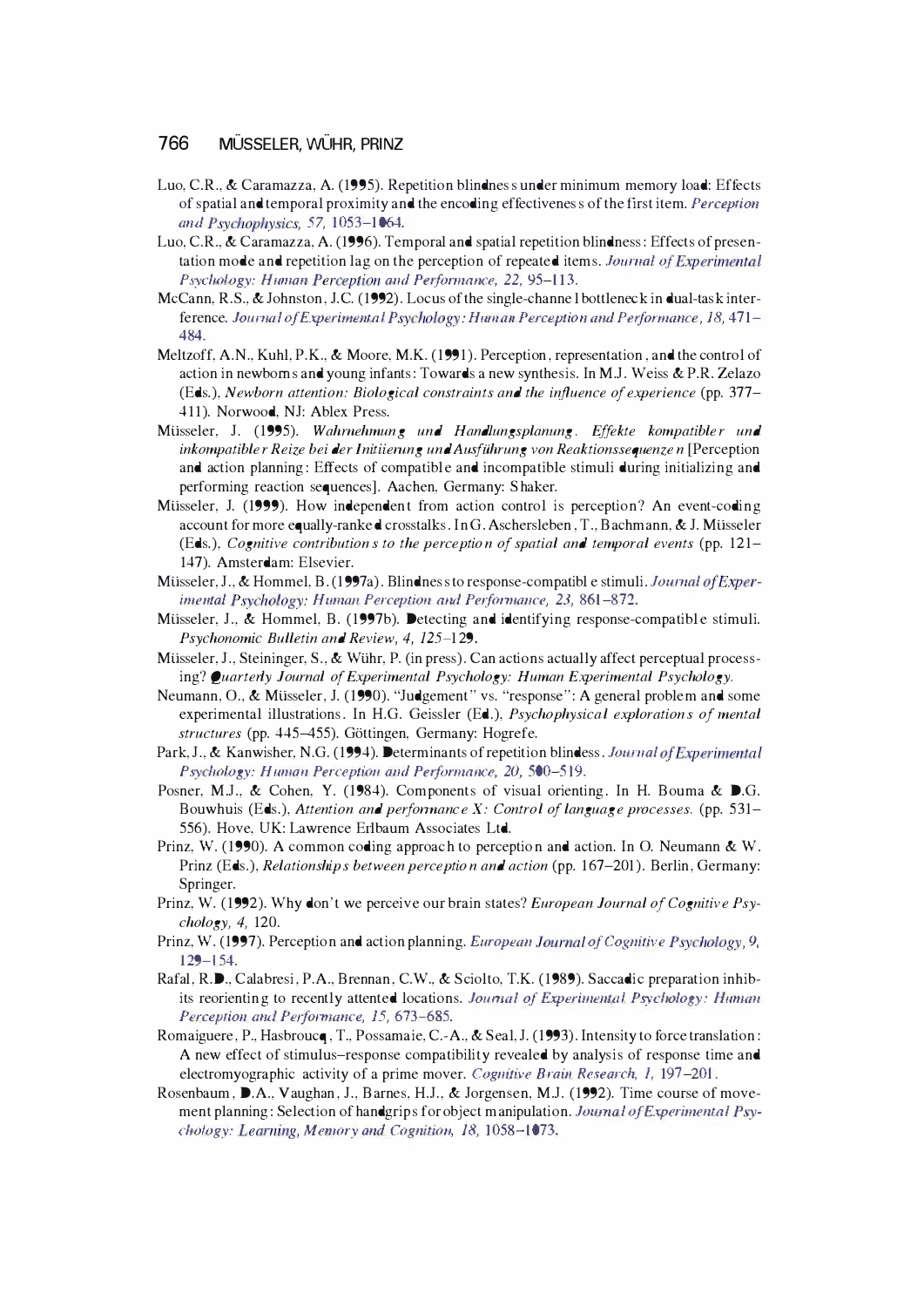Luo, C.R., & Caramazza, A. (1995). Repetition blindness under minimum memory load: Effects of spatial and temporal proximity and the encoding effectiveness of the first item. *Perception and Psychophysics, 57*, 1053–1064.

Luo, C.R., & Caramazza, A. (1996). Temporal and spatial repetition blindness: Effects of presentation mode and repetition lag on the perception of repeated items. *Journal of Experimental Psychology: Human Perception and Performance, 22*, 95–113.

McCann, R.S., & Johnston, J.C. (1992). Locus of the single-channel bottleneck in dual-task interference. *Journal of Experimental Psychology: Human Perception and Performance, 18*, 471–484.

Meltzoff, A.N., Kuhl, P.K., & Moore, M.K. (1991). Perception, representation, and the control of action in newborns and young infants: Towards a new synthesis. In M.J. Weiss & P.R. Zelazo (Eds.), *Newborn attention: Biological constraints and the influence of experience* (pp. 377–411). Norwood, NJ: Ablex Press.

Müsseler, J. (1995). *Wahrnehmung und Handlungsplanung. Effekte kompatibler und inkompatibler Reize bei der Initiierung und Ausführung von Reaktionssequenzen* [Perception and action planning: Effects of compatible and incompatible stimuli during initializing and performing reaction sequences]. Aachen, Germany: Shaker.

Müsseler, J. (1999). How independent from action control is perception? An event-coding account for more equally-ranked crosstalks. In G. Aschersleben, T., Bachmann, & J. Müsseler (Eds.), *Cognitive contributions to the perception of spatial and temporal events* (pp. 121–147). Amsterdam: Elsevier.

Müsseler, J., & Hommel, B. (1997a). Blindness to response-compatible stimuli. *Journal of Experimental Psychology: Human Perception and Performance, 23*, 861–872.

Müsseler, J., & Hommel, B. (1997b). Detecting and identifying response-compatible stimuli. *Psychonomic Bulletin and Review, 4*, 125–129.

Müsseler, J., Steininger, S., & Wühr, P. (in press). Can actions actually affect perceptual processing? *Quarterly Journal of Experimental Psychology: Human Experimental Psychology.*

Neumann, O., & Müsseler, J. (1990). "Judgement" vs. "response": A general problem and some experimental illustrations. In H.G. Geissler (Ed.), *Psychophysical explorations of mental structures* (pp. 445–455). Göttingen, Germany: Hogrefe.

Park, J., & Kanwisher, N.G. (1994). Determinants of repetition blindness. *Journal of Experimental Psychology: Human Perception and Performance, 20*, 500–519.

Posner, M.J., & Cohen, Y. (1984). Components of visual orienting. In H. Bouma & D.G. Bouwhuis (Eds.), *Attention and performance X: Control of language processes.* (pp. 531–556). Hove, UK: Lawrence Erlbaum Associates Ltd.

Prinz, W. (1990). A common coding approach to perception and action. In O. Neumann & W. Prinz (Eds.), *Relationships between perception and action* (pp. 167–201). Berlin, Germany: Springer.

Prinz, W. (1992). Why don't we perceive our brain states? *European Journal of Cognitive Psychology, 4*, 120.

Prinz, W. (1997). Perception and action planning. *European Journal of Cognitive Psychology, 9*, 129–154.

Rafal, R.D., Calabresi, P.A., Brennan, C.W., & Sciolto, T.K. (1989). Saccadic preparation inhibits reorienting to recently attented locations. *Journal of Experimental Psychology: Human Perception and Performance, 15*, 673–685.

Romaiguere, P., Hasbroucq, T., Possamaie, C.-A., & Seal, J. (1993). Intensity to force translation: A new effect of stimulus–response compatibility revealed by analysis of response time and electromyographic activity of a prime mover. *Cognitive Brain Research, 1*, 197–201.

Rosenbaum, D.A., Vaughan, J., Barnes, H.J., & Jorgensen, M.J. (1992). Time course of movement planning: Selection of handgrips for object manipulation. *Journal of Experimental Psychology: Learning, Memory and Cognition, 18*, 1058–1073.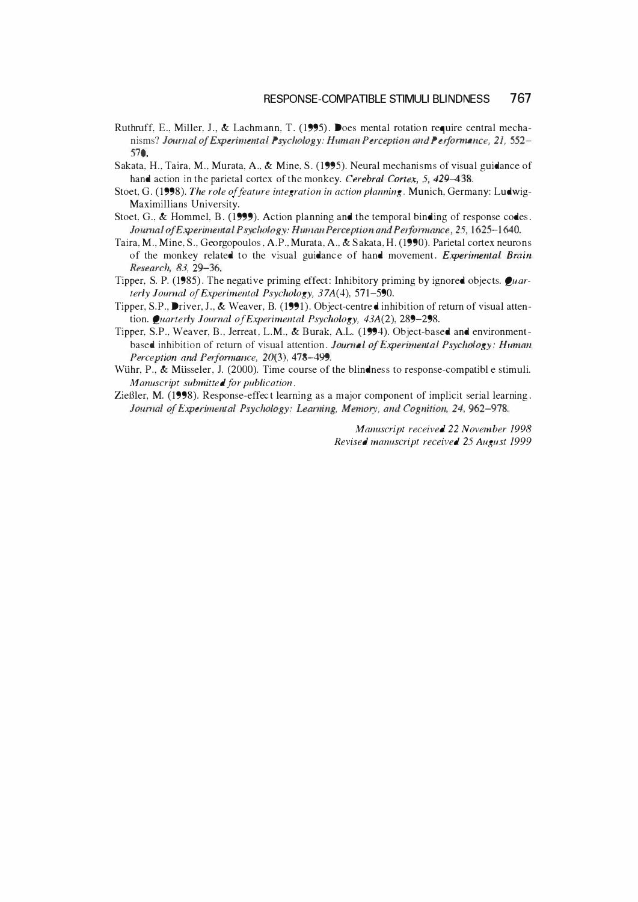Ruthruff, E., Miller, J., & Lachmann, T. (1995). Does mental rotation require central mechanisms? *Journal of Experimental Psychology: Human Perception and Performance, 21,* 552–570.

Sakata, H., Taira, M., Murata, A., & Mine, S. (1995). Neural mechanisms of visual guidance of hand action in the parietal cortex of the monkey. *Cerebral Cortex, 5,* 429–438.

Stoet, G. (1998). *The role of feature integration in action planning*. Munich, Germany: Ludwig-Maximillians University.

Stoet, G., & Hommel, B. (1999). Action planning and the temporal binding of response codes. *Journal of Experimental Psychology: Human Perception and Performance, 25,* 1625–1640.

Taira, M., Mine, S., Georgopoulos, A.P., Murata, A., & Sakata, H. (1990). Parietal cortex neurons of the monkey related to the visual guidance of hand movement. *Experimental Brain Research, 83,* 29–36.

Tipper, S. P. (1985). The negative priming effect: Inhibitory priming by ignored objects. *Quarterly Journal of Experimental Psychology, 37A*(4), 571–590.

Tipper, S.P., Driver, J., & Weaver, B. (1991). Object-centred inhibition of return of visual attention. *Quarterly Journal of Experimental Psychology, 43A*(2), 289–298.

Tipper, S.P., Weaver, B., Jerreat, L.M., & Burak, A.L. (1994). Object-based and environment-based inhibition of return of visual attention. *Journal of Experimental Psychology: Human Perception and Performance, 20*(3), 478–499.

Wühr, P., & Müsseler, J. (2000). Time course of the blindness to response-compatible stimuli. *Manuscript submitted for publication*.

Zießler, M. (1998). Response-effect learning as a major component of implicit serial learning. *Journal of Experimental Psychology: Learning, Memory, and Cognition, 24,* 962–978.

*Manuscript received 22 November 1998*
*Revised manuscript received 25 August 1999*